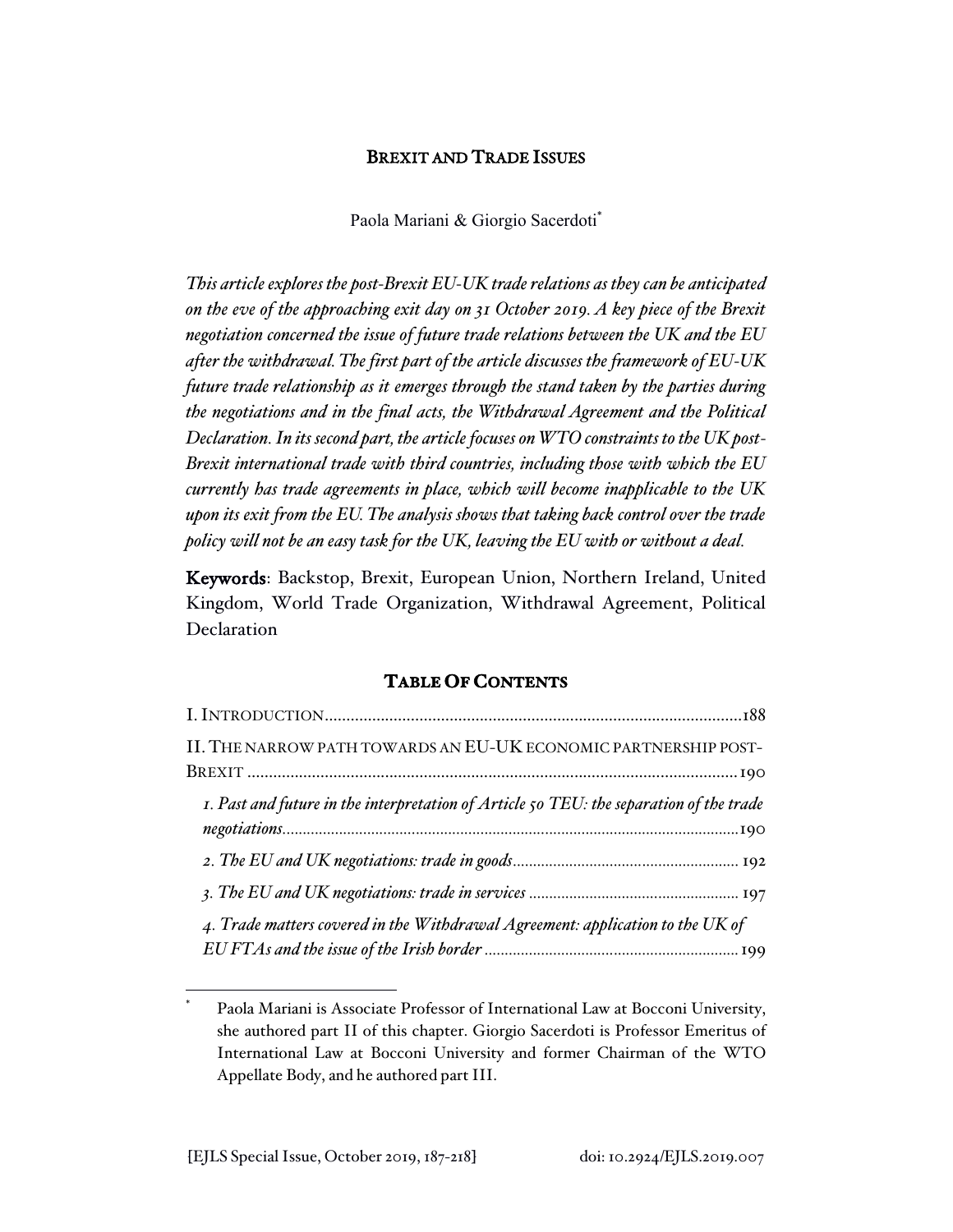# BREXIT AND TRADE ISSUES

Paola Mariani & Giorgio Sacerdoti*

*This article explores the post-Brexit EU-UK trade relations as they can be anticipated on the eve of the approaching exit day on 31 October 2019. A key piece of the Brexit negotiation concerned the issue of future trade relations between the UK and the EU after the withdrawal. The first part of the article discusses the framework of EU-UK future trade relationship as it emerges through the stand taken by the parties during the negotiations and in the final acts, the Withdrawal Agreement and the Political Declaration. In its second part, the article focuses on WTO constraints to the UK post-Brexit international trade with third countries, including those with which the EU currently has trade agreements in place, which will become inapplicable to the UK upon its exit from the EU. The analysis shows that taking back control over the trade policy will not be an easy task for the UK, leaving the EU with or without a deal.*

**Keywords**: Backstop, Brexit, European Union, Northern Ireland, United Kingdom, World Trade Organization, Withdrawal Agreement, Political Declaration

## TABLE OF CONTENTS

I. INTRODUCTION ........................................................ 188

II. THE NARROW PATH TOWARDS AN EU-UK ECONOMIC PARTNERSHIP POST-BREXIT ........................................................ 190

*1. Past and future in the interpretation of Article 50 TEU: the separation of the trade negotiations* ........................................................ 190

*2. The EU and UK negotiations: trade in goods* ........................................................ 192

*3. The EU and UK negotiations: trade in services* ........................................................ 197

*4. Trade matters covered in the Withdrawal Agreement: application to the UK of EU FTAs and the issue of the Irish border* ........................................................ 199

---

\* Paola Mariani is Associate Professor of International Law at Bocconi University, she authored part II of this chapter. Giorgio Sacerdoti is Professor Emeritus of International Law at Bocconi University and former Chairman of the WTO Appellate Body, and he authored part III.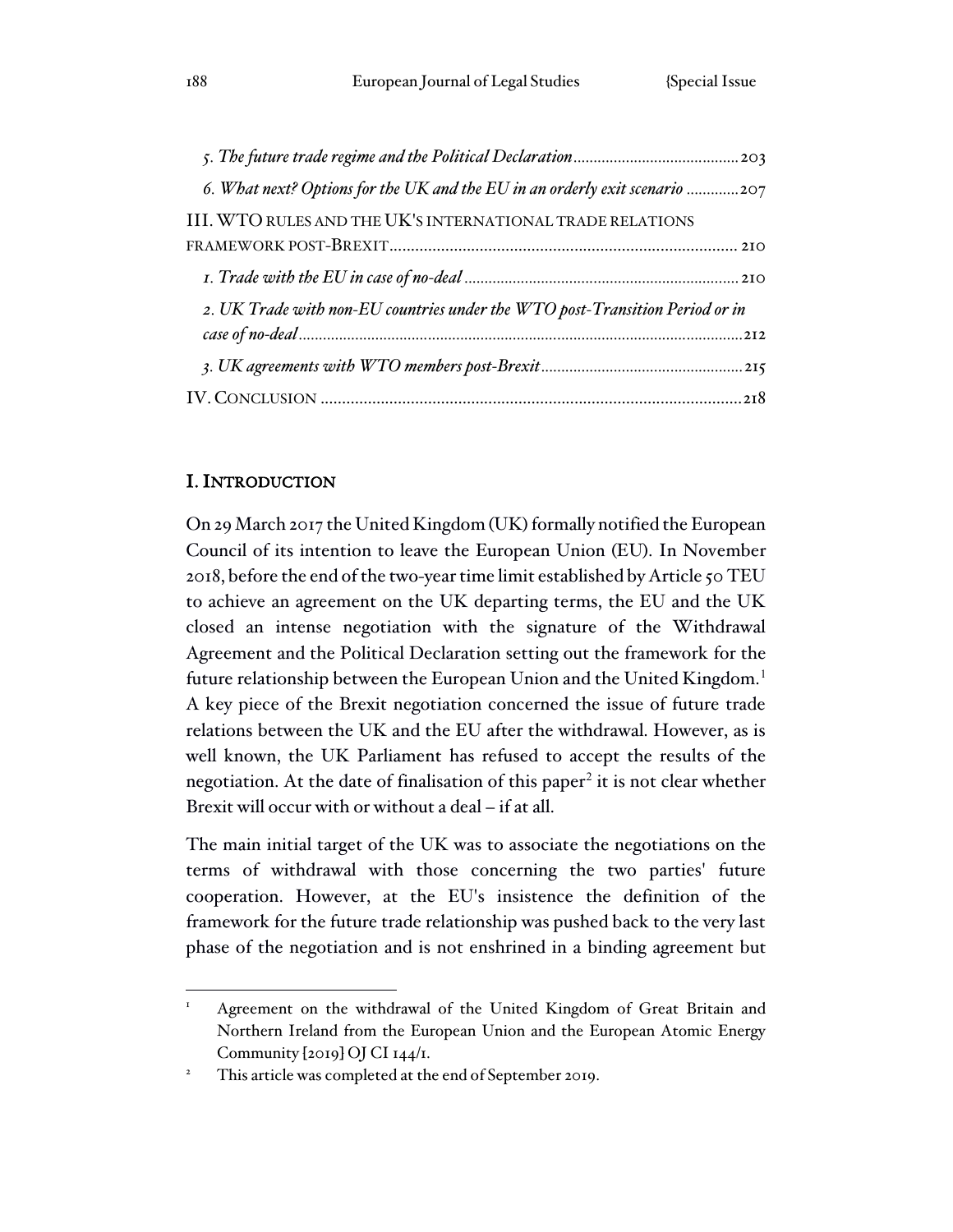*5. The future trade regime and the Political Declaration* ........................................ 203

*6. What next? Options for the UK and the EU in an orderly exit scenario* ............ 207

III. WTO RULES AND THE UK'S INTERNATIONAL TRADE RELATIONS FRAMEWORK POST-BREXIT ................................................................................ 210

*1. Trade with the EU in case of no-deal* .................................................................. 210

*2. UK Trade with non-EU countries under the WTO post-Transition Period or in case of no-deal* .......................................................................................................... 212

*3. UK agreements with WTO members post-Brexit* ................................................ 215

IV. CONCLUSION .................................................................................................. 218

## I. INTRODUCTION

On 29 March 2017 the United Kingdom (UK) formally notified the European Council of its intention to leave the European Union (EU). In November 2018, before the end of the two-year time limit established by Article 50 TEU to achieve an agreement on the UK departing terms, the EU and the UK closed an intense negotiation with the signature of the Withdrawal Agreement and the Political Declaration setting out the framework for the future relationship between the European Union and the United Kingdom.[1] A key piece of the Brexit negotiation concerned the issue of future trade relations between the UK and the EU after the withdrawal. However, as is well known, the UK Parliament has refused to accept the results of the negotiation. At the date of finalisation of this paper[2] it is not clear whether Brexit will occur with or without a deal – if at all.

The main initial target of the UK was to associate the negotiations on the terms of withdrawal with those concerning the two parties' future cooperation. However, at the EU's insistence the definition of the framework for the future trade relationship was pushed back to the very last phase of the negotiation and is not enshrined in a binding agreement but

[1] Agreement on the withdrawal of the United Kingdom of Great Britain and Northern Ireland from the European Union and the European Atomic Energy Community [2019] OJ CI 144/1.

[2] This article was completed at the end of September 2019.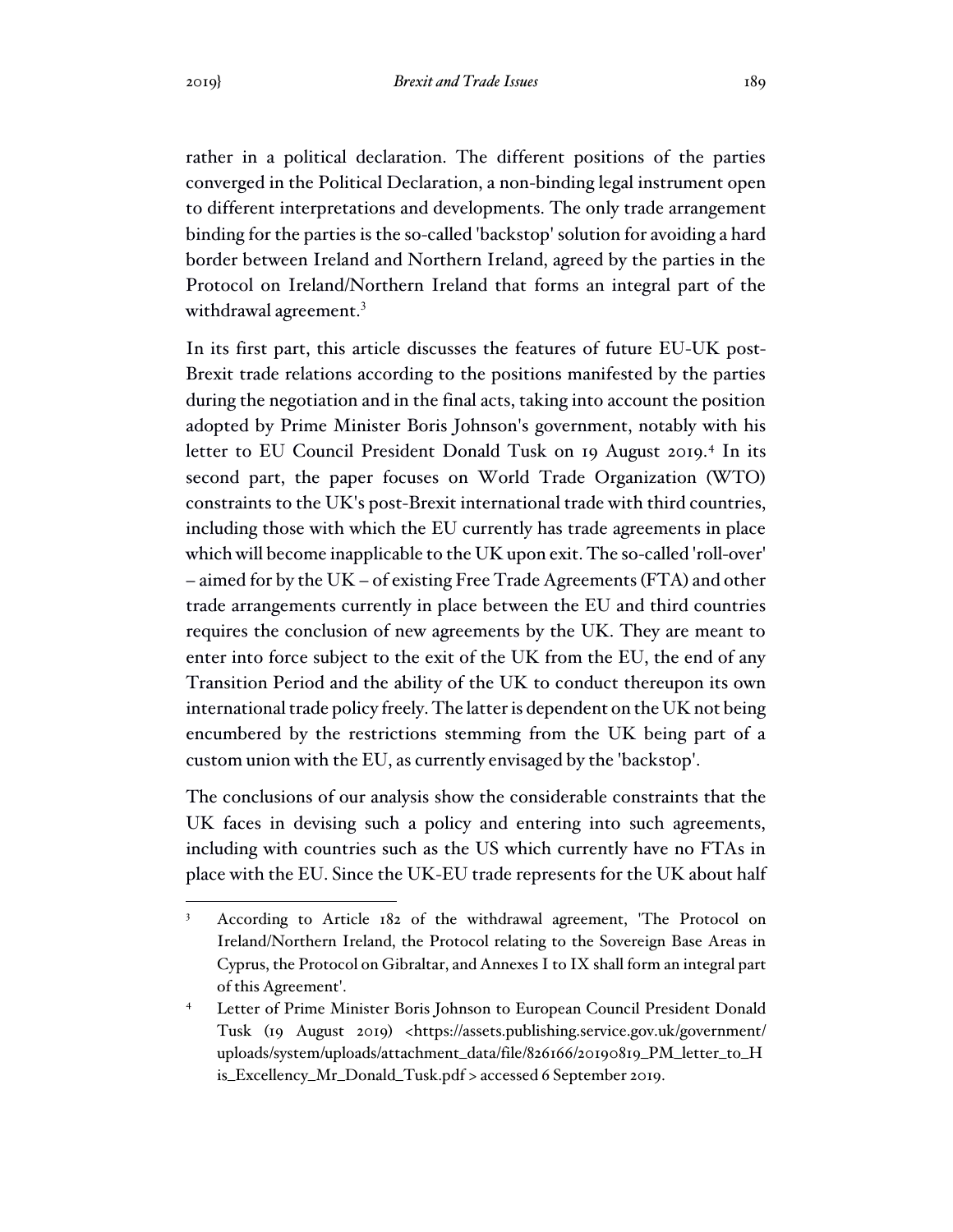rather in a political declaration. The different positions of the parties converged in the Political Declaration, a non-binding legal instrument open to different interpretations and developments. The only trade arrangement binding for the parties is the so-called 'backstop' solution for avoiding a hard border between Ireland and Northern Ireland, agreed by the parties in the Protocol on Ireland/Northern Ireland that forms an integral part of the withdrawal agreement.[3]

In its first part, this article discusses the features of future EU-UK post-Brexit trade relations according to the positions manifested by the parties during the negotiation and in the final acts, taking into account the position adopted by Prime Minister Boris Johnson's government, notably with his letter to EU Council President Donald Tusk on 19 August 2019.[4] In its second part, the paper focuses on World Trade Organization (WTO) constraints to the UK's post-Brexit international trade with third countries, including those with which the EU currently has trade agreements in place which will become inapplicable to the UK upon exit. The so-called 'roll-over' – aimed for by the UK – of existing Free Trade Agreements (FTA) and other trade arrangements currently in place between the EU and third countries requires the conclusion of new agreements by the UK. They are meant to enter into force subject to the exit of the UK from the EU, the end of any Transition Period and the ability of the UK to conduct thereupon its own international trade policy freely. The latter is dependent on the UK not being encumbered by the restrictions stemming from the UK being part of a custom union with the EU, as currently envisaged by the 'backstop'.

The conclusions of our analysis show the considerable constraints that the UK faces in devising such a policy and entering into such agreements, including with countries such as the US which currently have no FTAs in place with the EU. Since the UK-EU trade represents for the UK about half

---

[3] According to Article 182 of the withdrawal agreement, 'The Protocol on Ireland/Northern Ireland, the Protocol relating to the Sovereign Base Areas in Cyprus, the Protocol on Gibraltar, and Annexes I to IX shall form an integral part of this Agreement'.

[4] Letter of Prime Minister Boris Johnson to European Council President Donald Tusk (19 August 2019) <https://assets.publishing.service.gov.uk/government/uploads/system/uploads/attachment_data/file/826166/20190819_PM_letter_to_His_Excellency_Mr_Donald_Tusk.pdf > accessed 6 September 2019.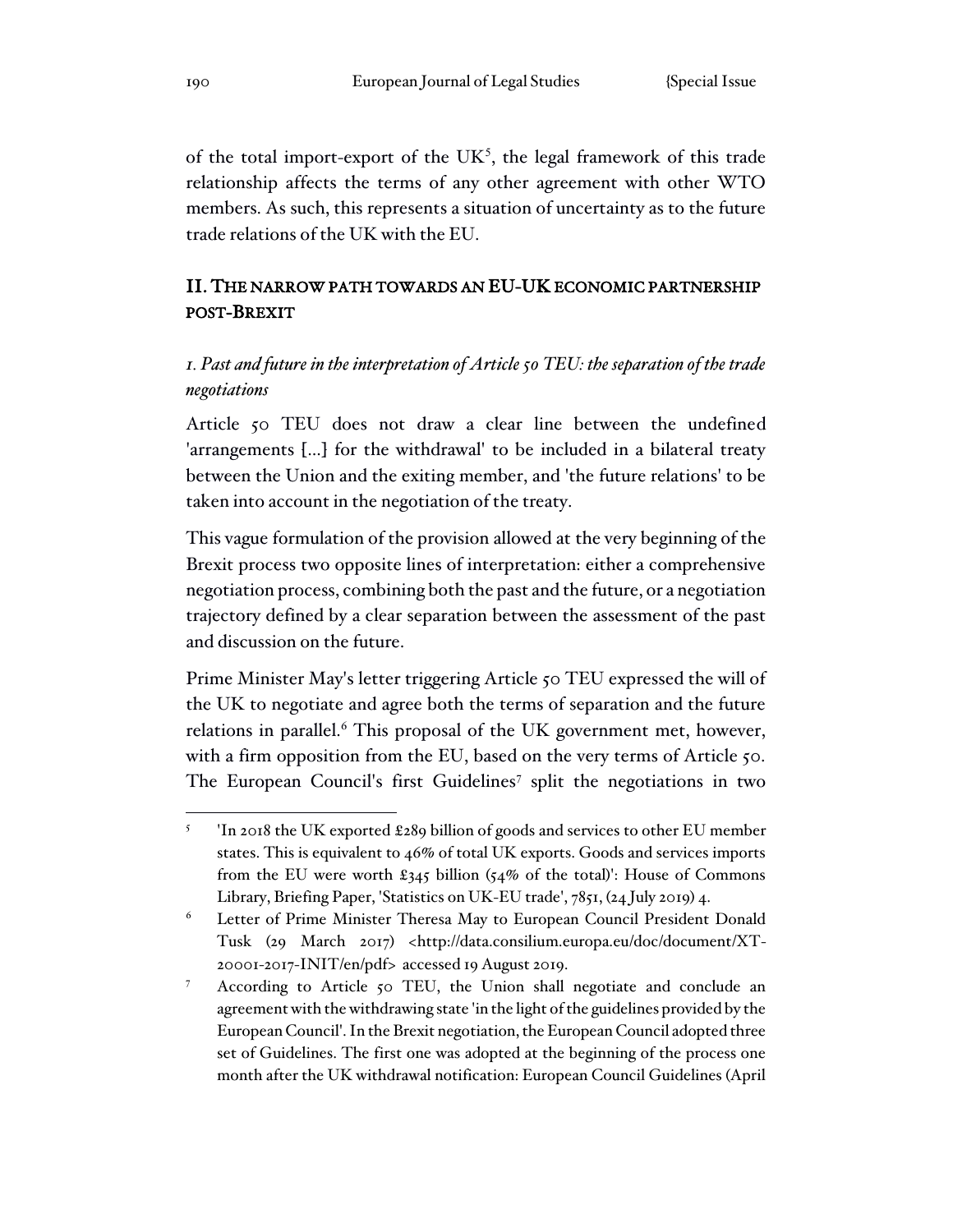of the total import-export of the UK[5], the legal framework of this trade relationship affects the terms of any other agreement with other WTO members. As such, this represents a situation of uncertainty as to the future trade relations of the UK with the EU.

## II. The narrow path towards an EU-UK economic partnership post-Brexit

### *1. Past and future in the interpretation of Article 50 TEU: the separation of the trade negotiations*

Article 50 TEU does not draw a clear line between the undefined 'arrangements […] for the withdrawal' to be included in a bilateral treaty between the Union and the exiting member, and 'the future relations' to be taken into account in the negotiation of the treaty.

This vague formulation of the provision allowed at the very beginning of the Brexit process two opposite lines of interpretation: either a comprehensive negotiation process, combining both the past and the future, or a negotiation trajectory defined by a clear separation between the assessment of the past and discussion on the future.

Prime Minister May's letter triggering Article 50 TEU expressed the will of the UK to negotiate and agree both the terms of separation and the future relations in parallel.[6] This proposal of the UK government met, however, with a firm opposition from the EU, based on the very terms of Article 50. The European Council's first Guidelines[7] split the negotiations in two

---

[5] 'In 2018 the UK exported £289 billion of goods and services to other EU member states. This is equivalent to 46% of total UK exports. Goods and services imports from the EU were worth £345 billion (54% of the total)': House of Commons Library, Briefing Paper, 'Statistics on UK-EU trade', 7851, (24 July 2019) 4.

[6] Letter of Prime Minister Theresa May to European Council President Donald Tusk (29 March 2017) <http://data.consilium.europa.eu/doc/document/XT-20001-2017-INIT/en/pdf> accessed 19 August 2019.

[7] According to Article 50 TEU, the Union shall negotiate and conclude an agreement with the withdrawing state 'in the light of the guidelines provided by the European Council'. In the Brexit negotiation, the European Council adopted three set of Guidelines. The first one was adopted at the beginning of the process one month after the UK withdrawal notification: European Council Guidelines (April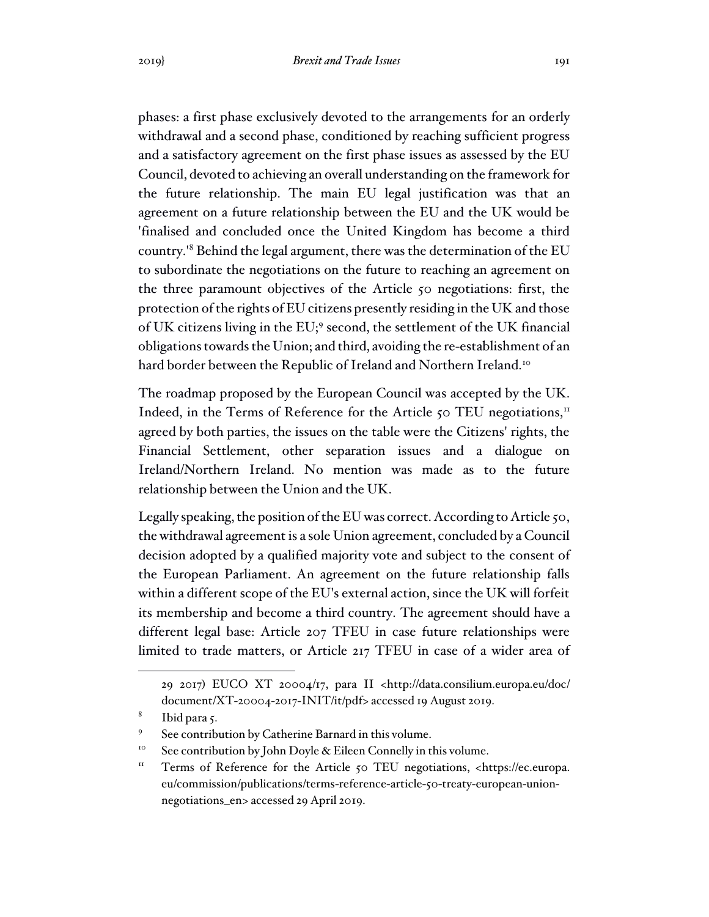phases: a first phase exclusively devoted to the arrangements for an orderly withdrawal and a second phase, conditioned by reaching sufficient progress and a satisfactory agreement on the first phase issues as assessed by the EU Council, devoted to achieving an overall understanding on the framework for the future relationship. The main EU legal justification was that an agreement on a future relationship between the EU and the UK would be 'finalised and concluded once the United Kingdom has become a third country.'[8] Behind the legal argument, there was the determination of the EU to subordinate the negotiations on the future to reaching an agreement on the three paramount objectives of the Article 50 negotiations: first, the protection of the rights of EU citizens presently residing in the UK and those of UK citizens living in the EU;[9] second, the settlement of the UK financial obligations towards the Union; and third, avoiding the re-establishment of an hard border between the Republic of Ireland and Northern Ireland.[10]

The roadmap proposed by the European Council was accepted by the UK. Indeed, in the Terms of Reference for the Article 50 TEU negotiations,[11] agreed by both parties, the issues on the table were the Citizens' rights, the Financial Settlement, other separation issues and a dialogue on Ireland/Northern Ireland. No mention was made as to the future relationship between the Union and the UK.

Legally speaking, the position of the EU was correct. According to Article 50, the withdrawal agreement is a sole Union agreement, concluded by a Council decision adopted by a qualified majority vote and subject to the consent of the European Parliament. An agreement on the future relationship falls within a different scope of the EU's external action, since the UK will forfeit its membership and become a third country. The agreement should have a different legal base: Article 207 TFEU in case future relationships were limited to trade matters, or Article 217 TFEU in case of a wider area of

---

29 2017) EUCO XT 20004/17, para II <http://data.consilium.europa.eu/doc/document/XT-20004-2017-INIT/it/pdf> accessed 19 August 2019.

[8] Ibid para 5.

[9] See contribution by Catherine Barnard in this volume.

[10] See contribution by John Doyle & Eileen Connelly in this volume.

[11] Terms of Reference for the Article 50 TEU negotiations, <https://ec.europa.eu/commission/publications/terms-reference-article-50-treaty-european-union-negotiations_en> accessed 29 April 2019.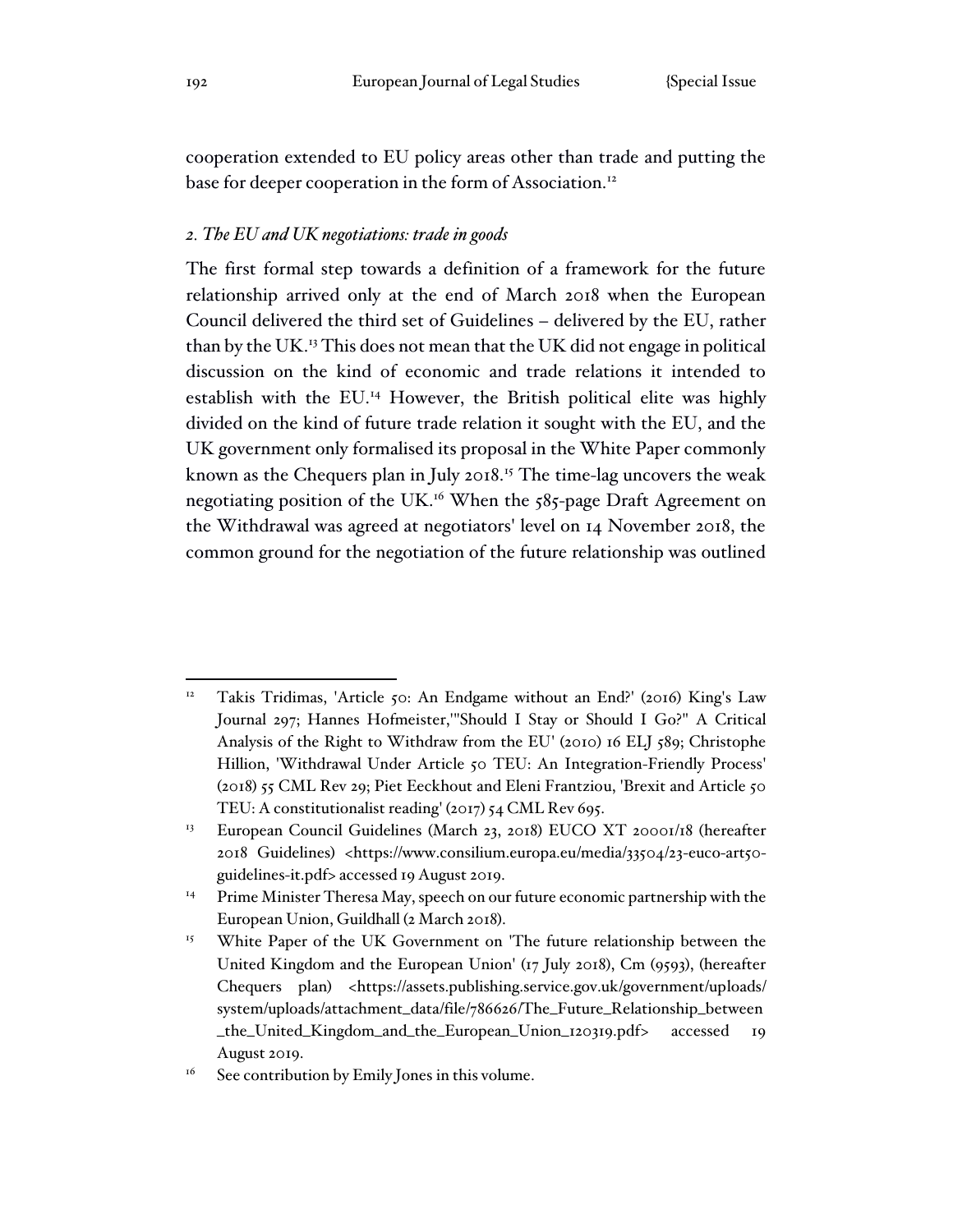cooperation extended to EU policy areas other than trade and putting the base for deeper cooperation in the form of Association.[12]

### *2. The EU and UK negotiations: trade in goods*

The first formal step towards a definition of a framework for the future relationship arrived only at the end of March 2018 when the European Council delivered the third set of Guidelines – delivered by the EU, rather than by the UK.[13] This does not mean that the UK did not engage in political discussion on the kind of economic and trade relations it intended to establish with the EU.[14] However, the British political elite was highly divided on the kind of future trade relation it sought with the EU, and the UK government only formalised its proposal in the White Paper commonly known as the Chequers plan in July 2018.[15] The time-lag uncovers the weak negotiating position of the UK.[16] When the 585-page Draft Agreement on the Withdrawal was agreed at negotiators' level on 14 November 2018, the common ground for the negotiation of the future relationship was outlined

---

[12] Takis Tridimas, 'Article 50: An Endgame without an End?' (2016) King's Law Journal 297; Hannes Hofmeister,'"Should I Stay or Should I Go?" A Critical Analysis of the Right to Withdraw from the EU' (2010) 16 ELJ 589; Christophe Hillion, 'Withdrawal Under Article 50 TEU: An Integration-Friendly Process' (2018) 55 CML Rev 29; Piet Eeckhout and Eleni Frantziou, 'Brexit and Article 50 TEU: A constitutionalist reading' (2017) 54 CML Rev 695.

[13] European Council Guidelines (March 23, 2018) EUCO XT 20001/18 (hereafter 2018 Guidelines) <https://www.consilium.europa.eu/media/33504/23-euco-art50-guidelines-it.pdf> accessed 19 August 2019.

[14] Prime Minister Theresa May, speech on our future economic partnership with the European Union, Guildhall (2 March 2018).

[15] White Paper of the UK Government on 'The future relationship between the United Kingdom and the European Union' (17 July 2018), Cm (9593), (hereafter Chequers plan) <https://assets.publishing.service.gov.uk/government/uploads/system/uploads/attachment_data/file/786626/The_Future_Relationship_between_the_United_Kingdom_and_the_European_Union_120319.pdf> accessed 19 August 2019.

[16] See contribution by Emily Jones in this volume.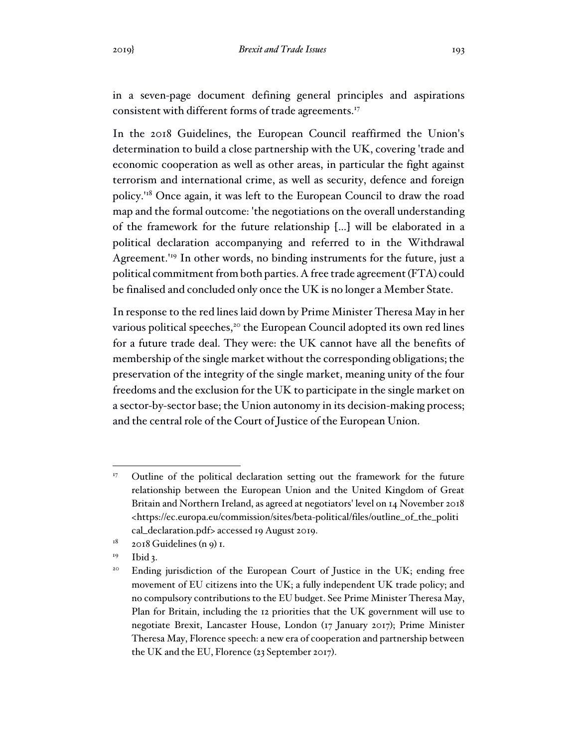in a seven-page document defining general principles and aspirations consistent with different forms of trade agreements.[17]

In the 2018 Guidelines, the European Council reaffirmed the Union's determination to build a close partnership with the UK, covering 'trade and economic cooperation as well as other areas, in particular the fight against terrorism and international crime, as well as security, defence and foreign policy.'[18] Once again, it was left to the European Council to draw the road map and the formal outcome: 'the negotiations on the overall understanding of the framework for the future relationship […] will be elaborated in a political declaration accompanying and referred to in the Withdrawal Agreement.'[19] In other words, no binding instruments for the future, just a political commitment from both parties. A free trade agreement (FTA) could be finalised and concluded only once the UK is no longer a Member State.

In response to the red lines laid down by Prime Minister Theresa May in her various political speeches,[20] the European Council adopted its own red lines for a future trade deal. They were: the UK cannot have all the benefits of membership of the single market without the corresponding obligations; the preservation of the integrity of the single market, meaning unity of the four freedoms and the exclusion for the UK to participate in the single market on a sector-by-sector base; the Union autonomy in its decision-making process; and the central role of the Court of Justice of the European Union.

---

[17] Outline of the political declaration setting out the framework for the future relationship between the European Union and the United Kingdom of Great Britain and Northern Ireland, as agreed at negotiators' level on 14 November 2018 <https://ec.europa.eu/commission/sites/beta-political/files/outline_of_the_political_declaration.pdf> accessed 19 August 2019.

[18] 2018 Guidelines (n 9) 1.

[19] Ibid 3.

[20] Ending jurisdiction of the European Court of Justice in the UK; ending free movement of EU citizens into the UK; a fully independent UK trade policy; and no compulsory contributions to the EU budget. See Prime Minister Theresa May, Plan for Britain, including the 12 priorities that the UK government will use to negotiate Brexit, Lancaster House, London (17 January 2017); Prime Minister Theresa May, Florence speech: a new era of cooperation and partnership between the UK and the EU, Florence (23 September 2017).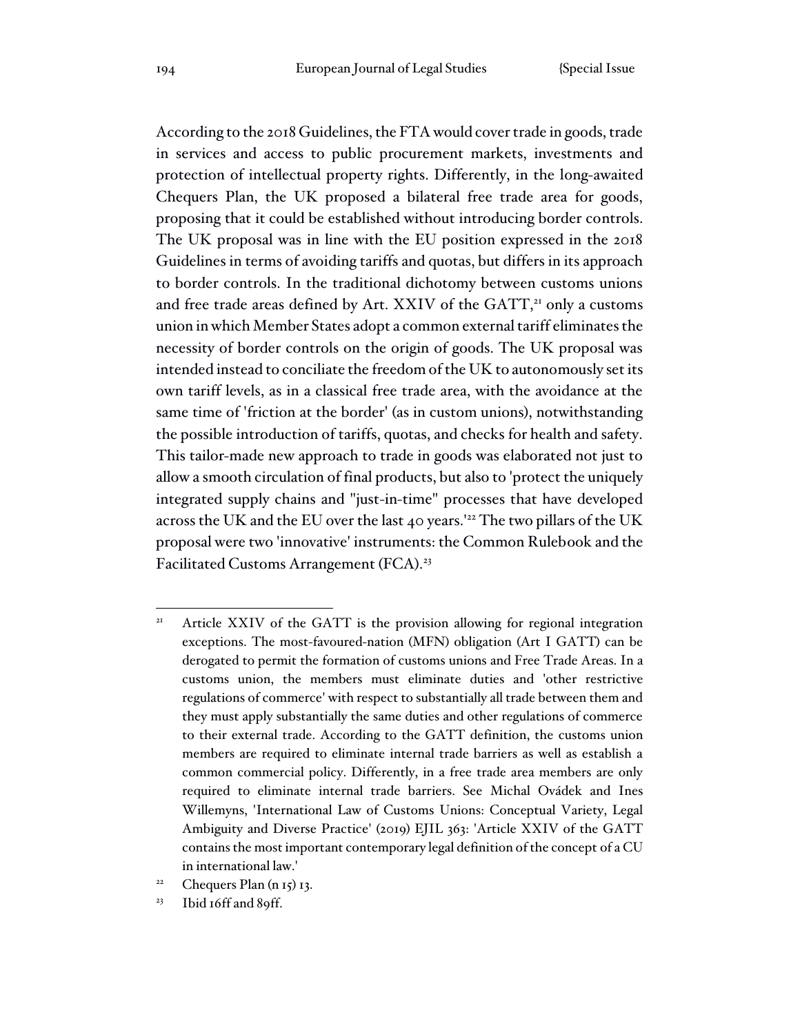According to the 2018 Guidelines, the FTA would cover trade in goods, trade in services and access to public procurement markets, investments and protection of intellectual property rights. Differently, in the long-awaited Chequers Plan, the UK proposed a bilateral free trade area for goods, proposing that it could be established without introducing border controls. The UK proposal was in line with the EU position expressed in the 2018 Guidelines in terms of avoiding tariffs and quotas, but differs in its approach to border controls. In the traditional dichotomy between customs unions and free trade areas defined by Art. XXIV of the GATT,[21] only a customs union in which Member States adopt a common external tariff eliminates the necessity of border controls on the origin of goods. The UK proposal was intended instead to conciliate the freedom of the UK to autonomously set its own tariff levels, as in a classical free trade area, with the avoidance at the same time of 'friction at the border' (as in custom unions), notwithstanding the possible introduction of tariffs, quotas, and checks for health and safety. This tailor-made new approach to trade in goods was elaborated not just to allow a smooth circulation of final products, but also to 'protect the uniquely integrated supply chains and "just-in-time" processes that have developed across the UK and the EU over the last 40 years.'[22] The two pillars of the UK proposal were two 'innovative' instruments: the Common Rulebook and the Facilitated Customs Arrangement (FCA).[23]

---

[21] Article XXIV of the GATT is the provision allowing for regional integration exceptions. The most-favoured-nation (MFN) obligation (Art I GATT) can be derogated to permit the formation of customs unions and Free Trade Areas. In a customs union, the members must eliminate duties and 'other restrictive regulations of commerce' with respect to substantially all trade between them and they must apply substantially the same duties and other regulations of commerce to their external trade. According to the GATT definition, the customs union members are required to eliminate internal trade barriers as well as establish a common commercial policy. Differently, in a free trade area members are only required to eliminate internal trade barriers. See Michal Ovádek and Ines Willemyns, 'International Law of Customs Unions: Conceptual Variety, Legal Ambiguity and Diverse Practice' (2019) EJIL 363: 'Article XXIV of the GATT contains the most important contemporary legal definition of the concept of a CU in international law.'

[22] Chequers Plan (n 15) 13.

[23] Ibid 16ff and 89ff.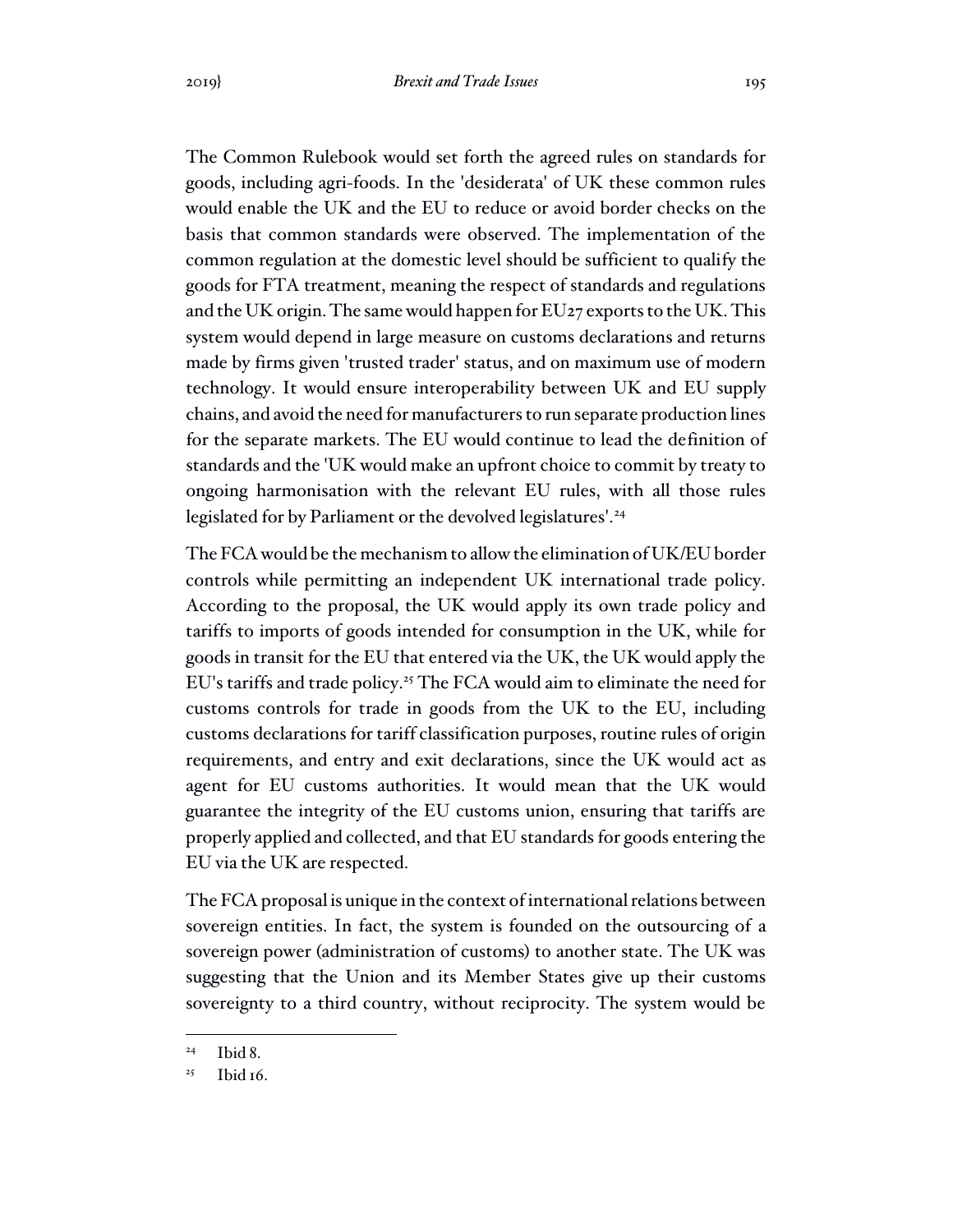The Common Rulebook would set forth the agreed rules on standards for goods, including agri-foods. In the 'desiderata' of UK these common rules would enable the UK and the EU to reduce or avoid border checks on the basis that common standards were observed. The implementation of the common regulation at the domestic level should be sufficient to qualify the goods for FTA treatment, meaning the respect of standards and regulations and the UK origin. The same would happen for EU27 exports to the UK. This system would depend in large measure on customs declarations and returns made by firms given 'trusted trader' status, and on maximum use of modern technology. It would ensure interoperability between UK and EU supply chains, and avoid the need for manufacturers to run separate production lines for the separate markets. The EU would continue to lead the definition of standards and the 'UK would make an upfront choice to commit by treaty to ongoing harmonisation with the relevant EU rules, with all those rules legislated for by Parliament or the devolved legislatures'.[24]

The FCA would be the mechanism to allow the elimination of UK/EU border controls while permitting an independent UK international trade policy. According to the proposal, the UK would apply its own trade policy and tariffs to imports of goods intended for consumption in the UK, while for goods in transit for the EU that entered via the UK, the UK would apply the EU's tariffs and trade policy.[25] The FCA would aim to eliminate the need for customs controls for trade in goods from the UK to the EU, including customs declarations for tariff classification purposes, routine rules of origin requirements, and entry and exit declarations, since the UK would act as agent for EU customs authorities. It would mean that the UK would guarantee the integrity of the EU customs union, ensuring that tariffs are properly applied and collected, and that EU standards for goods entering the EU via the UK are respected.

The FCA proposal is unique in the context of international relations between sovereign entities. In fact, the system is founded on the outsourcing of a sovereign power (administration of customs) to another state. The UK was suggesting that the Union and its Member States give up their customs sovereignty to a third country, without reciprocity. The system would be

---

[24] Ibid 8.

[25] Ibid 16.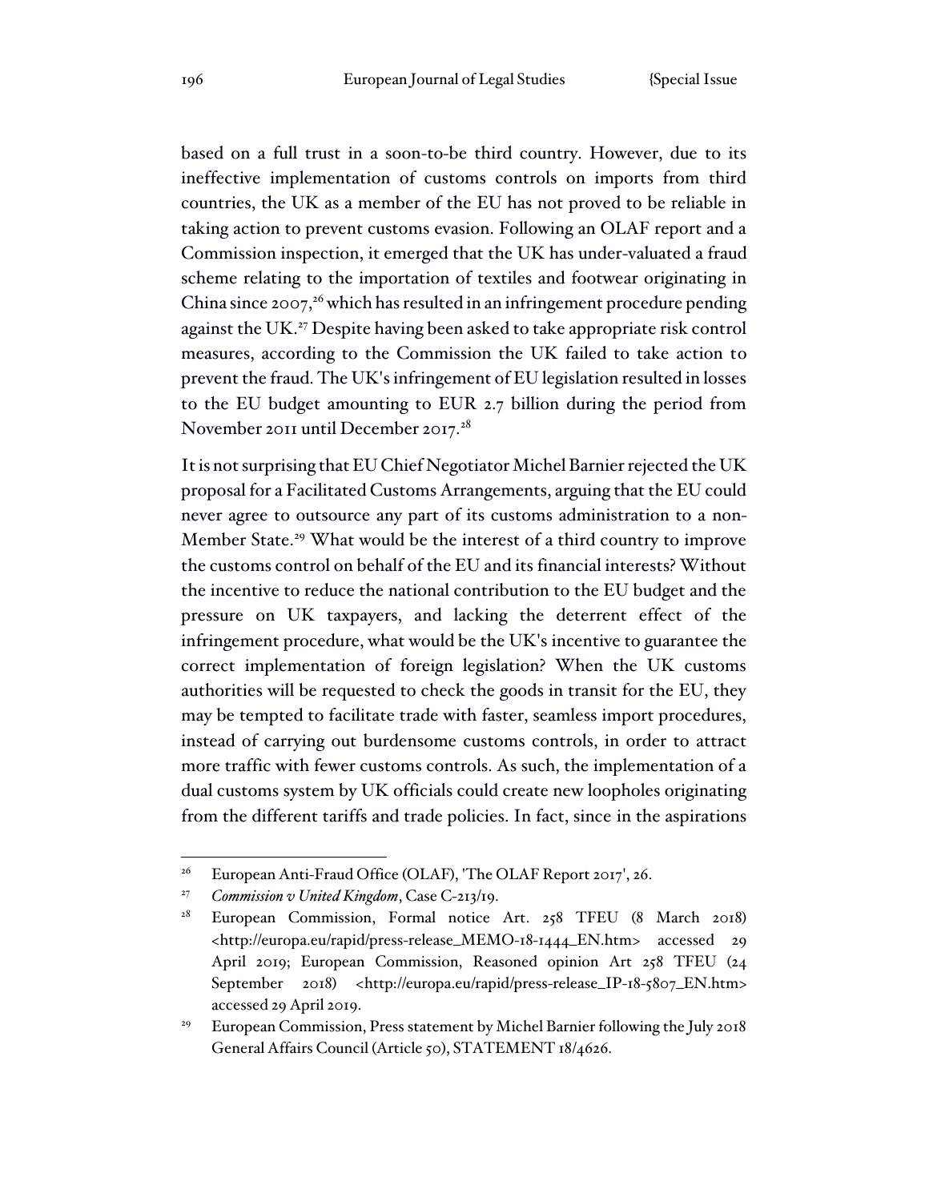based on a full trust in a soon-to-be third country. However, due to its ineffective implementation of customs controls on imports from third countries, the UK as a member of the EU has not proved to be reliable in taking action to prevent customs evasion. Following an OLAF report and a Commission inspection, it emerged that the UK has under-valuated a fraud scheme relating to the importation of textiles and footwear originating in China since 2007,[26] which has resulted in an infringement procedure pending against the UK.[27] Despite having been asked to take appropriate risk control measures, according to the Commission the UK failed to take action to prevent the fraud. The UK's infringement of EU legislation resulted in losses to the EU budget amounting to EUR 2.7 billion during the period from November 2011 until December 2017.[28]

It is not surprising that EU Chief Negotiator Michel Barnier rejected the UK proposal for a Facilitated Customs Arrangements, arguing that the EU could never agree to outsource any part of its customs administration to a non-Member State.[29] What would be the interest of a third country to improve the customs control on behalf of the EU and its financial interests? Without the incentive to reduce the national contribution to the EU budget and the pressure on UK taxpayers, and lacking the deterrent effect of the infringement procedure, what would be the UK's incentive to guarantee the correct implementation of foreign legislation? When the UK customs authorities will be requested to check the goods in transit for the EU, they may be tempted to facilitate trade with faster, seamless import procedures, instead of carrying out burdensome customs controls, in order to attract more traffic with fewer customs controls. As such, the implementation of a dual customs system by UK officials could create new loopholes originating from the different tariffs and trade policies. In fact, since in the aspirations

---

[26] European Anti-Fraud Office (OLAF), 'The OLAF Report 2017', 26.

[27] *Commission v United Kingdom*, Case C-213/19.

[28] European Commission, Formal notice Art. 258 TFEU (8 March 2018) <http://europa.eu/rapid/press-release_MEMO-18-1444_EN.htm> accessed 29 April 2019; European Commission, Reasoned opinion Art 258 TFEU (24 September 2018) <http://europa.eu/rapid/press-release_IP-18-5807_EN.htm> accessed 29 April 2019.

[29] European Commission, Press statement by Michel Barnier following the July 2018 General Affairs Council (Article 50), STATEMENT 18/4626.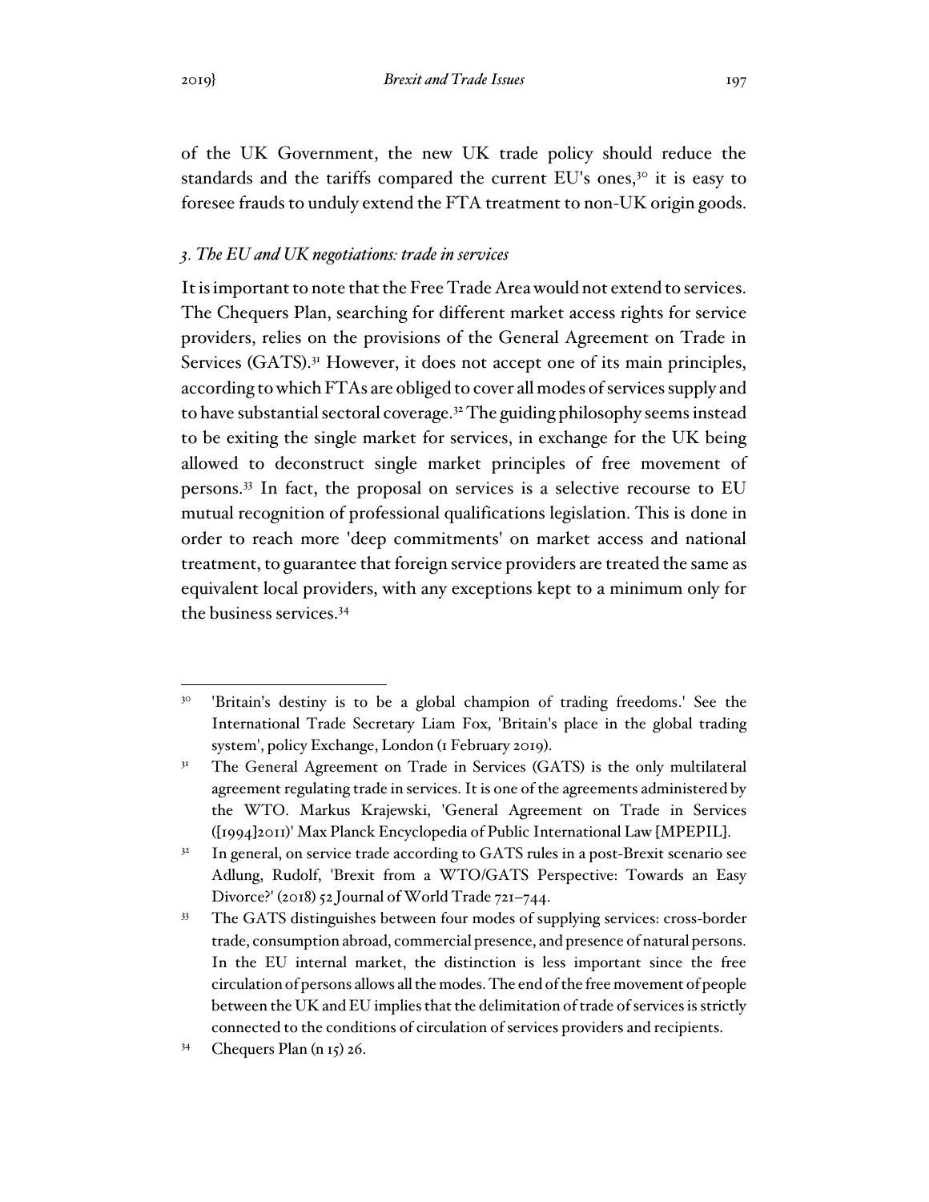of the UK Government, the new UK trade policy should reduce the standards and the tariffs compared the current EU's ones,[30] it is easy to foresee frauds to unduly extend the FTA treatment to non-UK origin goods.

### *3. The EU and UK negotiations: trade in services*

It is important to note that the Free Trade Area would not extend to services. The Chequers Plan, searching for different market access rights for service providers, relies on the provisions of the General Agreement on Trade in Services (GATS).[31] However, it does not accept one of its main principles, according to which FTAs are obliged to cover all modes of services supply and to have substantial sectoral coverage.[32] The guiding philosophy seems instead to be exiting the single market for services, in exchange for the UK being allowed to deconstruct single market principles of free movement of persons.[33] In fact, the proposal on services is a selective recourse to EU mutual recognition of professional qualifications legislation. This is done in order to reach more 'deep commitments' on market access and national treatment, to guarantee that foreign service providers are treated the same as equivalent local providers, with any exceptions kept to a minimum only for the business services.[34]

---

[30] 'Britain's destiny is to be a global champion of trading freedoms.' See the International Trade Secretary Liam Fox, 'Britain's place in the global trading system', policy Exchange, London (1 February 2019).

[31] The General Agreement on Trade in Services (GATS) is the only multilateral agreement regulating trade in services. It is one of the agreements administered by the WTO. Markus Krajewski, 'General Agreement on Trade in Services ([1994]2011)' Max Planck Encyclopedia of Public International Law [MPEPIL].

[32] In general, on service trade according to GATS rules in a post-Brexit scenario see Adlung, Rudolf, 'Brexit from a WTO/GATS Perspective: Towards an Easy Divorce?' (2018) 52 Journal of World Trade 721–744.

[33] The GATS distinguishes between four modes of supplying services: cross-border trade, consumption abroad, commercial presence, and presence of natural persons. In the EU internal market, the distinction is less important since the free circulation of persons allows all the modes. The end of the free movement of people between the UK and EU implies that the delimitation of trade of services is strictly connected to the conditions of circulation of services providers and recipients.

[34] Chequers Plan (n 15) 26.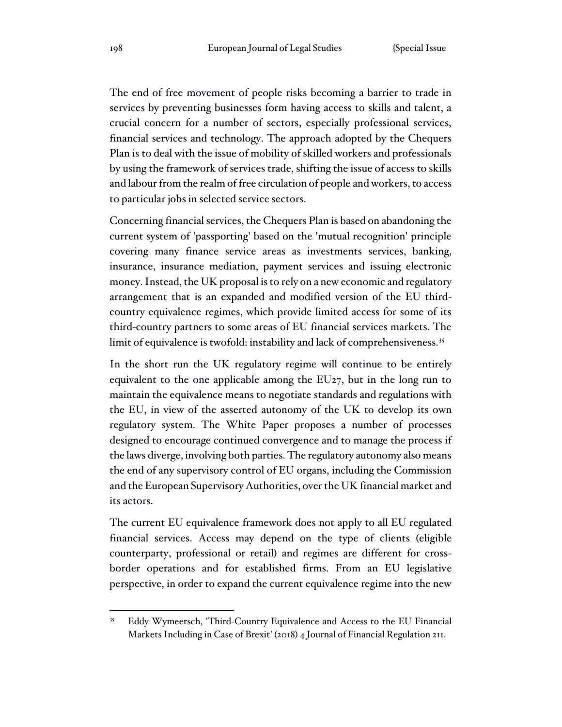The end of free movement of people risks becoming a barrier to trade in services by preventing businesses form having access to skills and talent, a crucial concern for a number of sectors, especially professional services, financial services and technology. The approach adopted by the Chequers Plan is to deal with the issue of mobility of skilled workers and professionals by using the framework of services trade, shifting the issue of access to skills and labour from the realm of free circulation of people and workers, to access to particular jobs in selected service sectors.

Concerning financial services, the Chequers Plan is based on abandoning the current system of 'passporting' based on the 'mutual recognition' principle covering many finance service areas as investments services, banking, insurance, insurance mediation, payment services and issuing electronic money. Instead, the UK proposal is to rely on a new economic and regulatory arrangement that is an expanded and modified version of the EU third-country equivalence regimes, which provide limited access for some of its third-country partners to some areas of EU financial services markets. The limit of equivalence is twofold: instability and lack of comprehensiveness.[35]

In the short run the UK regulatory regime will continue to be entirely equivalent to the one applicable among the EU27, but in the long run to maintain the equivalence means to negotiate standards and regulations with the EU, in view of the asserted autonomy of the UK to develop its own regulatory system. The White Paper proposes a number of processes designed to encourage continued convergence and to manage the process if the laws diverge, involving both parties. The regulatory autonomy also means the end of any supervisory control of EU organs, including the Commission and the European Supervisory Authorities, over the UK financial market and its actors.

The current EU equivalence framework does not apply to all EU regulated financial services. Access may depend on the type of clients (eligible counterparty, professional or retail) and regimes are different for cross-border operations and for established firms. From an EU legislative perspective, in order to expand the current equivalence regime into the new

[35] Eddy Wymeersch, 'Third-Country Equivalence and Access to the EU Financial Markets Including in Case of Brexit' (2018) 4 Journal of Financial Regulation 211.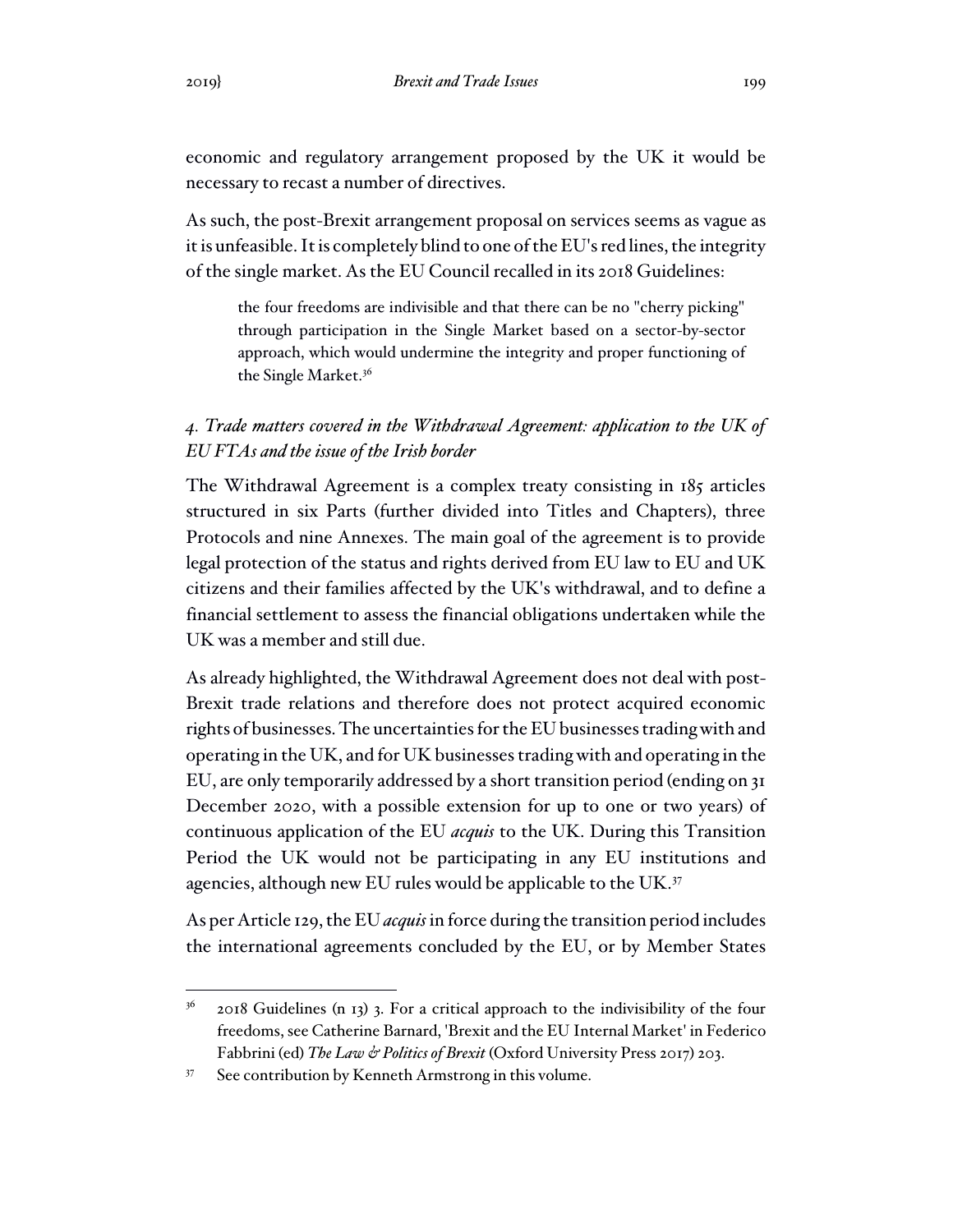economic and regulatory arrangement proposed by the UK it would be necessary to recast a number of directives.

As such, the post-Brexit arrangement proposal on services seems as vague as it is unfeasible. It is completely blind to one of the EU's red lines, the integrity of the single market. As the EU Council recalled in its 2018 Guidelines:

> the four freedoms are indivisible and that there can be no "cherry picking" through participation in the Single Market based on a sector-by-sector approach, which would undermine the integrity and proper functioning of the Single Market.[36]

### *4. Trade matters covered in the Withdrawal Agreement: application to the UK of EU FTAs and the issue of the Irish border*

The Withdrawal Agreement is a complex treaty consisting in 185 articles structured in six Parts (further divided into Titles and Chapters), three Protocols and nine Annexes. The main goal of the agreement is to provide legal protection of the status and rights derived from EU law to EU and UK citizens and their families affected by the UK's withdrawal, and to define a financial settlement to assess the financial obligations undertaken while the UK was a member and still due.

As already highlighted, the Withdrawal Agreement does not deal with post-Brexit trade relations and therefore does not protect acquired economic rights of businesses. The uncertainties for the EU businesses trading with and operating in the UK, and for UK businesses trading with and operating in the EU, are only temporarily addressed by a short transition period (ending on 31 December 2020, with a possible extension for up to one or two years) of continuous application of the EU *acquis* to the UK. During this Transition Period the UK would not be participating in any EU institutions and agencies, although new EU rules would be applicable to the UK.[37]

As per Article 129, the EU *acquis* in force during the transition period includes the international agreements concluded by the EU, or by Member States

---

[36] 2018 Guidelines (n 13) 3. For a critical approach to the indivisibility of the four freedoms, see Catherine Barnard, 'Brexit and the EU Internal Market' in Federico Fabbrini (ed) *The Law & Politics of Brexit* (Oxford University Press 2017) 203.

[37] See contribution by Kenneth Armstrong in this volume.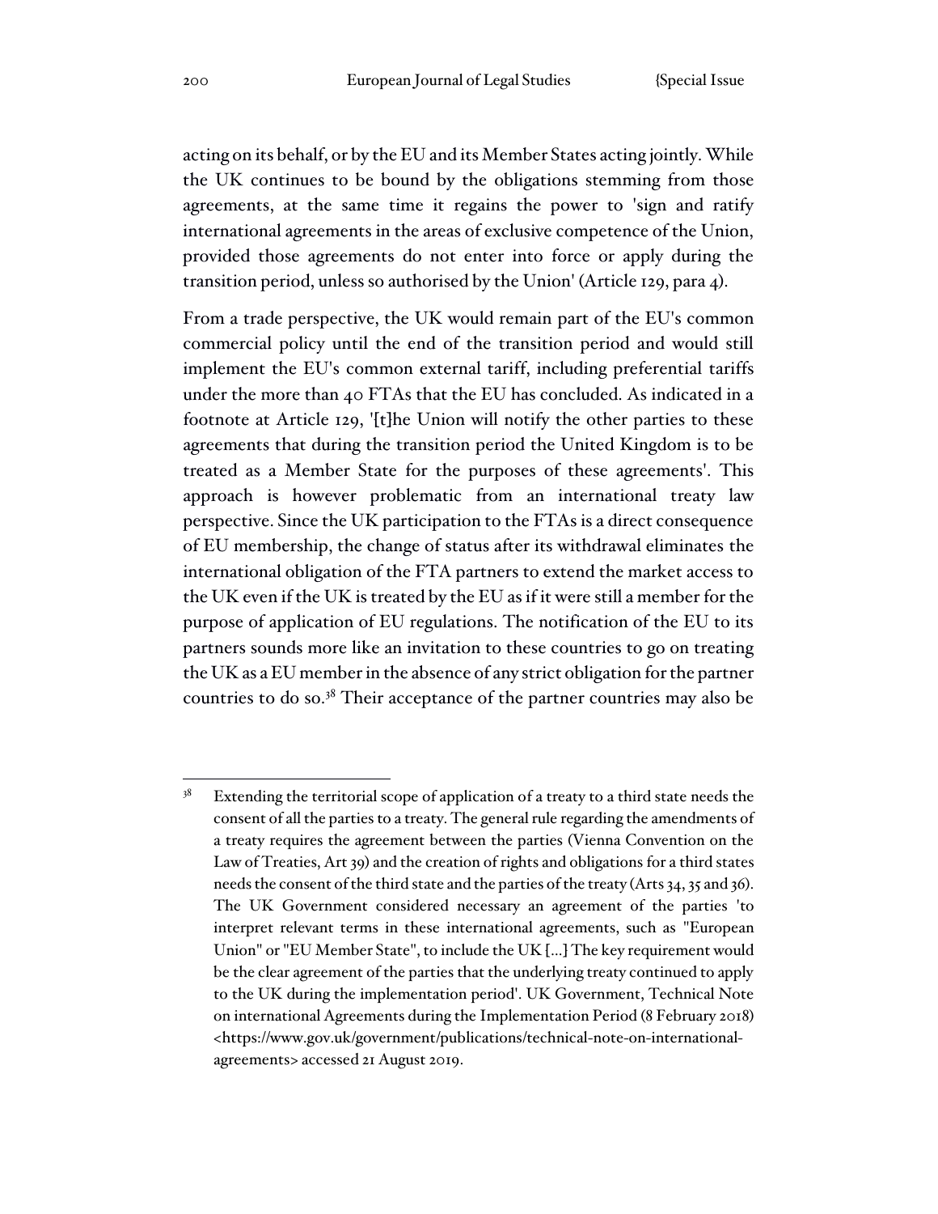acting on its behalf, or by the EU and its Member States acting jointly. While the UK continues to be bound by the obligations stemming from those agreements, at the same time it regains the power to 'sign and ratify international agreements in the areas of exclusive competence of the Union, provided those agreements do not enter into force or apply during the transition period, unless so authorised by the Union' (Article 129, para 4).

From a trade perspective, the UK would remain part of the EU's common commercial policy until the end of the transition period and would still implement the EU's common external tariff, including preferential tariffs under the more than 40 FTAs that the EU has concluded. As indicated in a footnote at Article 129, '[t]he Union will notify the other parties to these agreements that during the transition period the United Kingdom is to be treated as a Member State for the purposes of these agreements'. This approach is however problematic from an international treaty law perspective. Since the UK participation to the FTAs is a direct consequence of EU membership, the change of status after its withdrawal eliminates the international obligation of the FTA partners to extend the market access to the UK even if the UK is treated by the EU as if it were still a member for the purpose of application of EU regulations. The notification of the EU to its partners sounds more like an invitation to these countries to go on treating the UK as a EU member in the absence of any strict obligation for the partner countries to do so.[38] Their acceptance of the partner countries may also be

[38] Extending the territorial scope of application of a treaty to a third state needs the consent of all the parties to a treaty. The general rule regarding the amendments of a treaty requires the agreement between the parties (Vienna Convention on the Law of Treaties, Art 39) and the creation of rights and obligations for a third states needs the consent of the third state and the parties of the treaty (Arts 34, 35 and 36). The UK Government considered necessary an agreement of the parties 'to interpret relevant terms in these international agreements, such as "European Union" or "EU Member State", to include the UK […] The key requirement would be the clear agreement of the parties that the underlying treaty continued to apply to the UK during the implementation period'. UK Government, Technical Note on international Agreements during the Implementation Period (8 February 2018) <https://www.gov.uk/government/publications/technical-note-on-international-agreements> accessed 21 August 2019.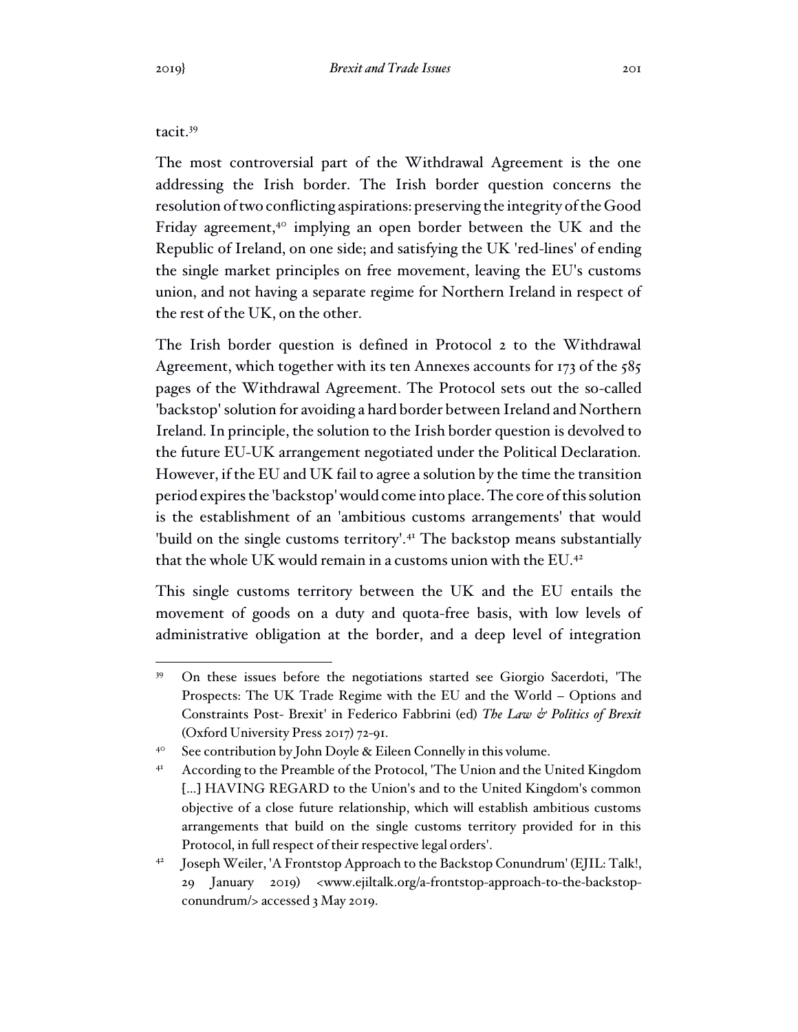tacit.[39]

The most controversial part of the Withdrawal Agreement is the one addressing the Irish border. The Irish border question concerns the resolution of two conflicting aspirations: preserving the integrity of the Good Friday agreement,[40] implying an open border between the UK and the Republic of Ireland, on one side; and satisfying the UK 'red-lines' of ending the single market principles on free movement, leaving the EU's customs union, and not having a separate regime for Northern Ireland in respect of the rest of the UK, on the other.

The Irish border question is defined in Protocol 2 to the Withdrawal Agreement, which together with its ten Annexes accounts for 173 of the 585 pages of the Withdrawal Agreement. The Protocol sets out the so-called 'backstop' solution for avoiding a hard border between Ireland and Northern Ireland. In principle, the solution to the Irish border question is devolved to the future EU-UK arrangement negotiated under the Political Declaration. However, if the EU and UK fail to agree a solution by the time the transition period expires the 'backstop' would come into place. The core of this solution is the establishment of an 'ambitious customs arrangements' that would 'build on the single customs territory'.[41] The backstop means substantially that the whole UK would remain in a customs union with the EU.[42]

This single customs territory between the UK and the EU entails the movement of goods on a duty and quota-free basis, with low levels of administrative obligation at the border, and a deep level of integration

---

[39] On these issues before the negotiations started see Giorgio Sacerdoti, 'The Prospects: The UK Trade Regime with the EU and the World – Options and Constraints Post- Brexit' in Federico Fabbrini (ed) *The Law & Politics of Brexit* (Oxford University Press 2017) 72-91.

[40] See contribution by John Doyle & Eileen Connelly in this volume.

[41] According to the Preamble of the Protocol, 'The Union and the United Kingdom [...] HAVING REGARD to the Union's and to the United Kingdom's common objective of a close future relationship, which will establish ambitious customs arrangements that build on the single customs territory provided for in this Protocol, in full respect of their respective legal orders'.

[42] Joseph Weiler, 'A Frontstop Approach to the Backstop Conundrum' (EJIL: Talk!, 29 January 2019) <www.ejiltalk.org/a-frontstop-approach-to-the-backstop-conundrum/> accessed 3 May 2019.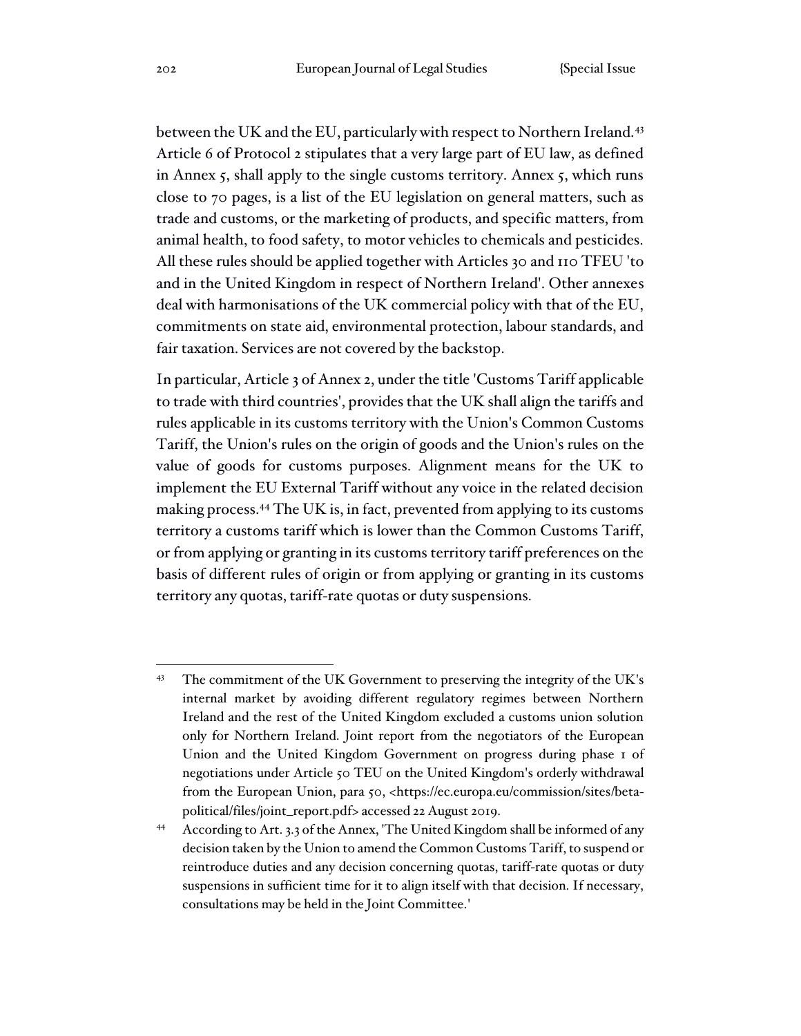between the UK and the EU, particularly with respect to Northern Ireland.[43] Article 6 of Protocol 2 stipulates that a very large part of EU law, as defined in Annex 5, shall apply to the single customs territory. Annex 5, which runs close to 70 pages, is a list of the EU legislation on general matters, such as trade and customs, or the marketing of products, and specific matters, from animal health, to food safety, to motor vehicles to chemicals and pesticides. All these rules should be applied together with Articles 30 and 110 TFEU 'to and in the United Kingdom in respect of Northern Ireland'. Other annexes deal with harmonisations of the UK commercial policy with that of the EU, commitments on state aid, environmental protection, labour standards, and fair taxation. Services are not covered by the backstop.

In particular, Article 3 of Annex 2, under the title 'Customs Tariff applicable to trade with third countries', provides that the UK shall align the tariffs and rules applicable in its customs territory with the Union's Common Customs Tariff, the Union's rules on the origin of goods and the Union's rules on the value of goods for customs purposes. Alignment means for the UK to implement the EU External Tariff without any voice in the related decision making process.[44] The UK is, in fact, prevented from applying to its customs territory a customs tariff which is lower than the Common Customs Tariff, or from applying or granting in its customs territory tariff preferences on the basis of different rules of origin or from applying or granting in its customs territory any quotas, tariff-rate quotas or duty suspensions.

---

[43] The commitment of the UK Government to preserving the integrity of the UK's internal market by avoiding different regulatory regimes between Northern Ireland and the rest of the United Kingdom excluded a customs union solution only for Northern Ireland. Joint report from the negotiators of the European Union and the United Kingdom Government on progress during phase 1 of negotiations under Article 50 TEU on the United Kingdom's orderly withdrawal from the European Union, para 50, <https://ec.europa.eu/commission/sites/beta-political/files/joint_report.pdf> accessed 22 August 2019.

[44] According to Art. 3.3 of the Annex, 'The United Kingdom shall be informed of any decision taken by the Union to amend the Common Customs Tariff, to suspend or reintroduce duties and any decision concerning quotas, tariff-rate quotas or duty suspensions in sufficient time for it to align itself with that decision. If necessary, consultations may be held in the Joint Committee.'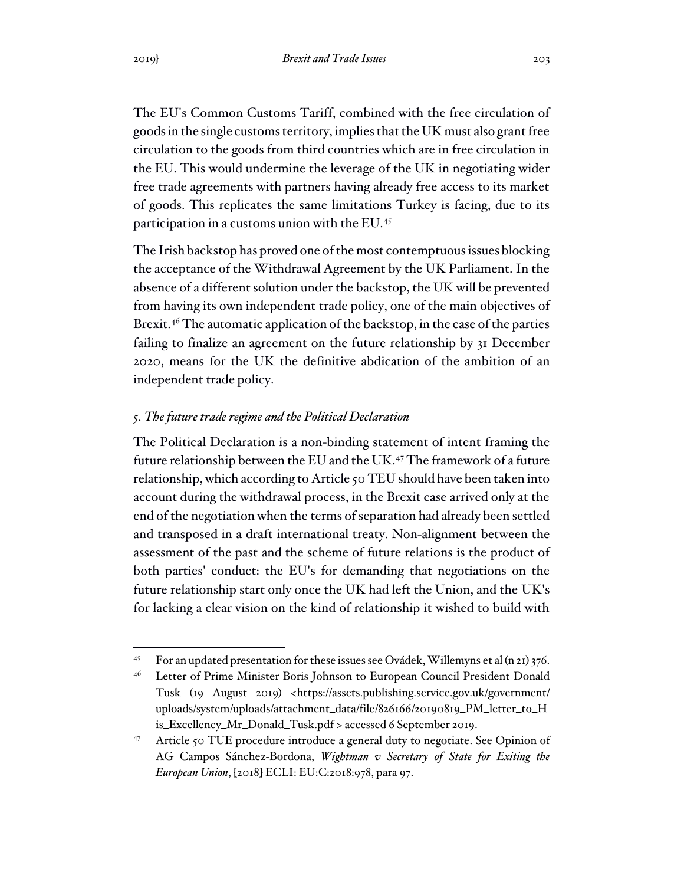The EU's Common Customs Tariff, combined with the free circulation of goods in the single customs territory, implies that the UK must also grant free circulation to the goods from third countries which are in free circulation in the EU. This would undermine the leverage of the UK in negotiating wider free trade agreements with partners having already free access to its market of goods. This replicates the same limitations Turkey is facing, due to its participation in a customs union with the EU.[45]

The Irish backstop has proved one of the most contemptuous issues blocking the acceptance of the Withdrawal Agreement by the UK Parliament. In the absence of a different solution under the backstop, the UK will be prevented from having its own independent trade policy, one of the main objectives of Brexit.[46] The automatic application of the backstop, in the case of the parties failing to finalize an agreement on the future relationship by 31 December 2020, means for the UK the definitive abdication of the ambition of an independent trade policy.

### *5. The future trade regime and the Political Declaration*

The Political Declaration is a non-binding statement of intent framing the future relationship between the EU and the UK.[47] The framework of a future relationship, which according to Article 50 TEU should have been taken into account during the withdrawal process, in the Brexit case arrived only at the end of the negotiation when the terms of separation had already been settled and transposed in a draft international treaty. Non-alignment between the assessment of the past and the scheme of future relations is the product of both parties' conduct: the EU's for demanding that negotiations on the future relationship start only once the UK had left the Union, and the UK's for lacking a clear vision on the kind of relationship it wished to build with

---

[45] For an updated presentation for these issues see Ovádek, Willemyns et al (n 21) 376.

[46] Letter of Prime Minister Boris Johnson to European Council President Donald Tusk (19 August 2019) <https://assets.publishing.service.gov.uk/government/uploads/system/uploads/attachment_data/file/826166/20190819_PM_letter_to_His_Excellency_Mr_Donald_Tusk.pdf > accessed 6 September 2019.

[47] Article 50 TUE procedure introduce a general duty to negotiate. See Opinion of AG Campos Sánchez-Bordona, *Wightman v Secretary of State for Exiting the European Union*, [2018] ECLI: EU:C:2018:978, para 97.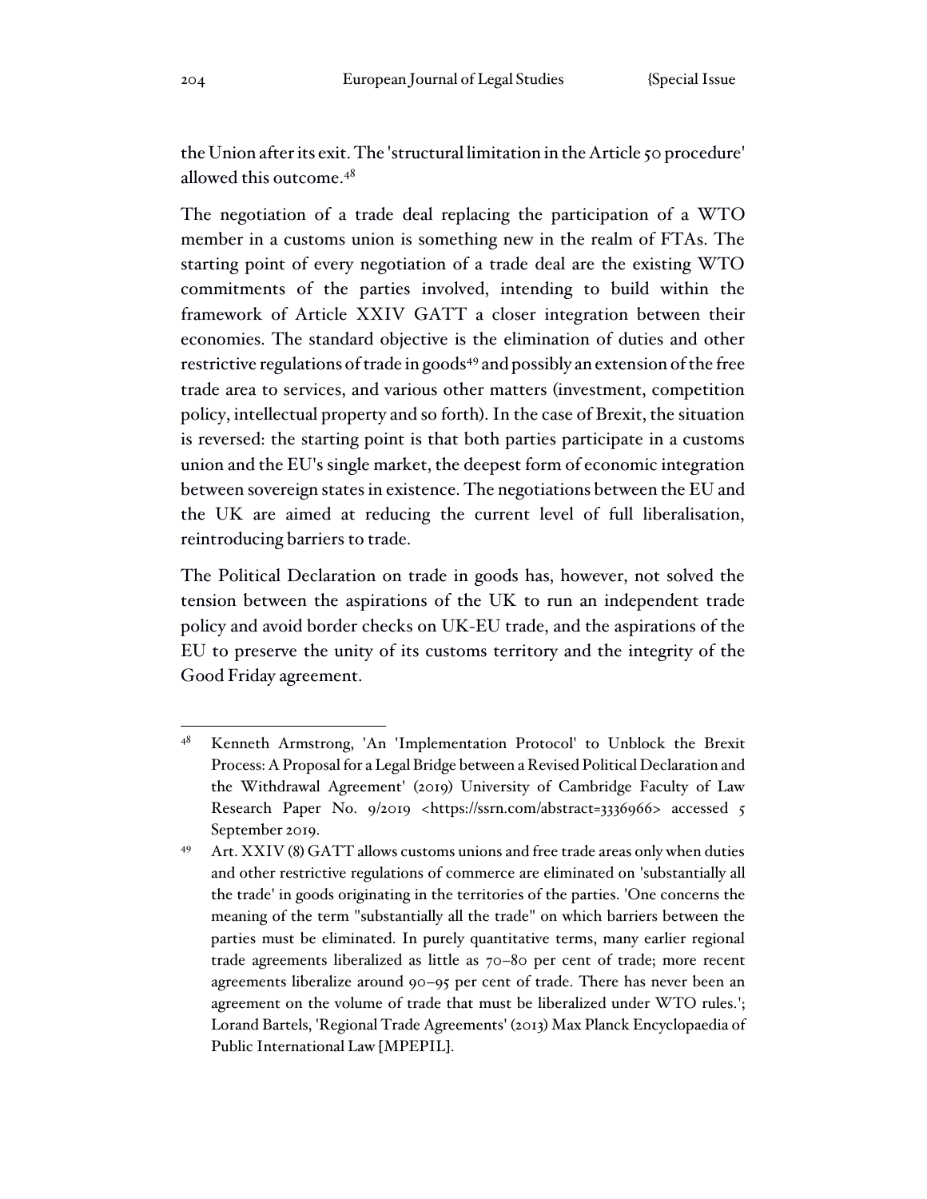the Union after its exit. The 'structural limitation in the Article 50 procedure' allowed this outcome.[48]

The negotiation of a trade deal replacing the participation of a WTO member in a customs union is something new in the realm of FTAs. The starting point of every negotiation of a trade deal are the existing WTO commitments of the parties involved, intending to build within the framework of Article XXIV GATT a closer integration between their economies. The standard objective is the elimination of duties and other restrictive regulations of trade in goods[49] and possibly an extension of the free trade area to services, and various other matters (investment, competition policy, intellectual property and so forth). In the case of Brexit, the situation is reversed: the starting point is that both parties participate in a customs union and the EU's single market, the deepest form of economic integration between sovereign states in existence. The negotiations between the EU and the UK are aimed at reducing the current level of full liberalisation, reintroducing barriers to trade.

The Political Declaration on trade in goods has, however, not solved the tension between the aspirations of the UK to run an independent trade policy and avoid border checks on UK-EU trade, and the aspirations of the EU to preserve the unity of its customs territory and the integrity of the Good Friday agreement.

---

[48] Kenneth Armstrong, 'An 'Implementation Protocol' to Unblock the Brexit Process: A Proposal for a Legal Bridge between a Revised Political Declaration and the Withdrawal Agreement' (2019) University of Cambridge Faculty of Law Research Paper No. 9/2019 <https://ssrn.com/abstract=3336966> accessed 5 September 2019.

[49] Art. XXIV (8) GATT allows customs unions and free trade areas only when duties and other restrictive regulations of commerce are eliminated on 'substantially all the trade' in goods originating in the territories of the parties. 'One concerns the meaning of the term "substantially all the trade" on which barriers between the parties must be eliminated. In purely quantitative terms, many earlier regional trade agreements liberalized as little as 70–80 per cent of trade; more recent agreements liberalize around 90–95 per cent of trade. There has never been an agreement on the volume of trade that must be liberalized under WTO rules.'; Lorand Bartels, 'Regional Trade Agreements' (2013) Max Planck Encyclopaedia of Public International Law [MPEPIL].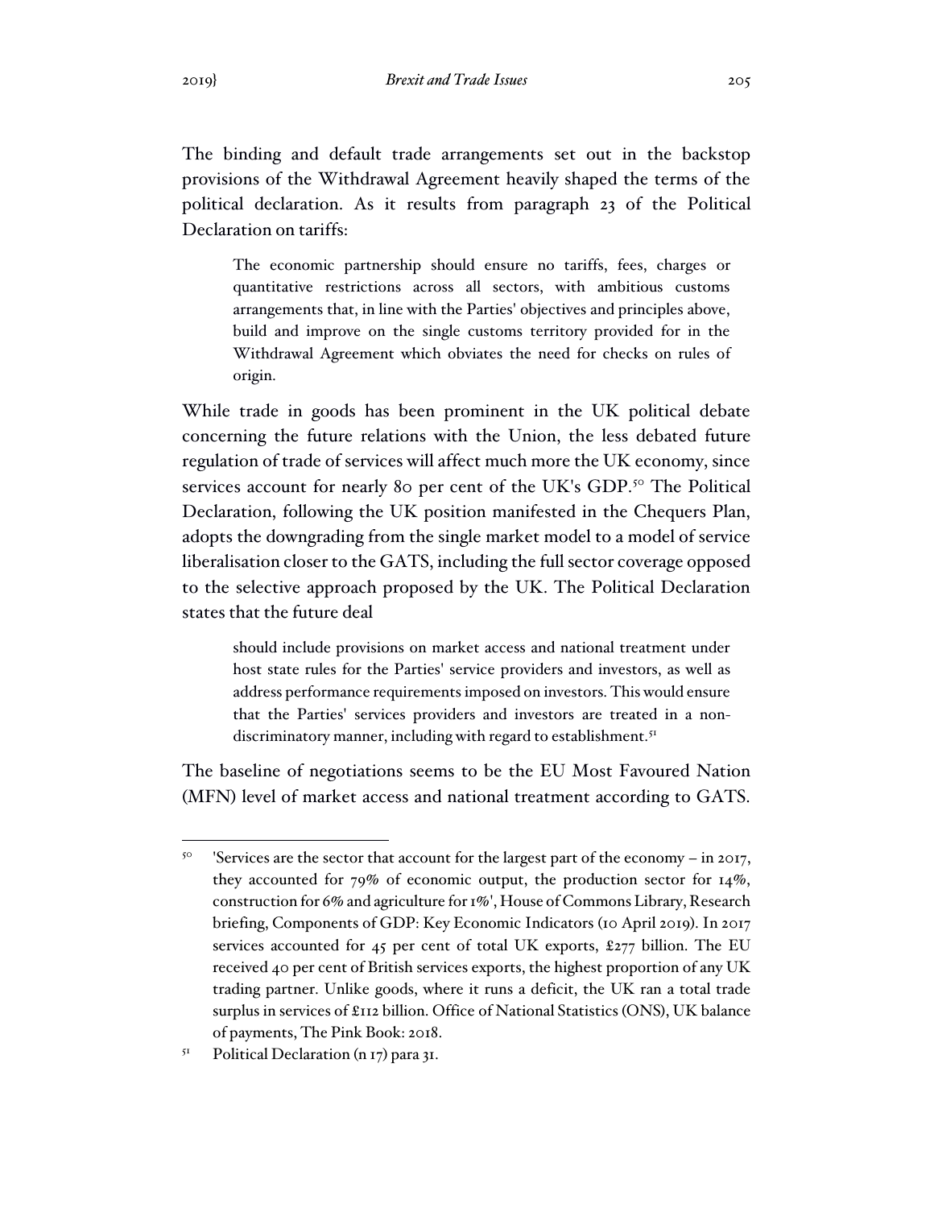The binding and default trade arrangements set out in the backstop provisions of the Withdrawal Agreement heavily shaped the terms of the political declaration. As it results from paragraph 23 of the Political Declaration on tariffs:

> The economic partnership should ensure no tariffs, fees, charges or quantitative restrictions across all sectors, with ambitious customs arrangements that, in line with the Parties' objectives and principles above, build and improve on the single customs territory provided for in the Withdrawal Agreement which obviates the need for checks on rules of origin.

While trade in goods has been prominent in the UK political debate concerning the future relations with the Union, the less debated future regulation of trade of services will affect much more the UK economy, since services account for nearly 80 per cent of the UK's GDP.[50] The Political Declaration, following the UK position manifested in the Chequers Plan, adopts the downgrading from the single market model to a model of service liberalisation closer to the GATS, including the full sector coverage opposed to the selective approach proposed by the UK. The Political Declaration states that the future deal

> should include provisions on market access and national treatment under host state rules for the Parties' service providers and investors, as well as address performance requirements imposed on investors. This would ensure that the Parties' services providers and investors are treated in a non-discriminatory manner, including with regard to establishment.[51]

The baseline of negotiations seems to be the EU Most Favoured Nation (MFN) level of market access and national treatment according to GATS.

---

[50] 'Services are the sector that account for the largest part of the economy – in 2017, they accounted for 79% of economic output, the production sector for 14%, construction for 6% and agriculture for 1%', House of Commons Library, Research briefing, Components of GDP: Key Economic Indicators (10 April 2019). In 2017 services accounted for 45 per cent of total UK exports, £277 billion. The EU received 40 per cent of British services exports, the highest proportion of any UK trading partner. Unlike goods, where it runs a deficit, the UK ran a total trade surplus in services of £112 billion. Office of National Statistics (ONS), UK balance of payments, The Pink Book: 2018.

[51] Political Declaration (n 17) para 31.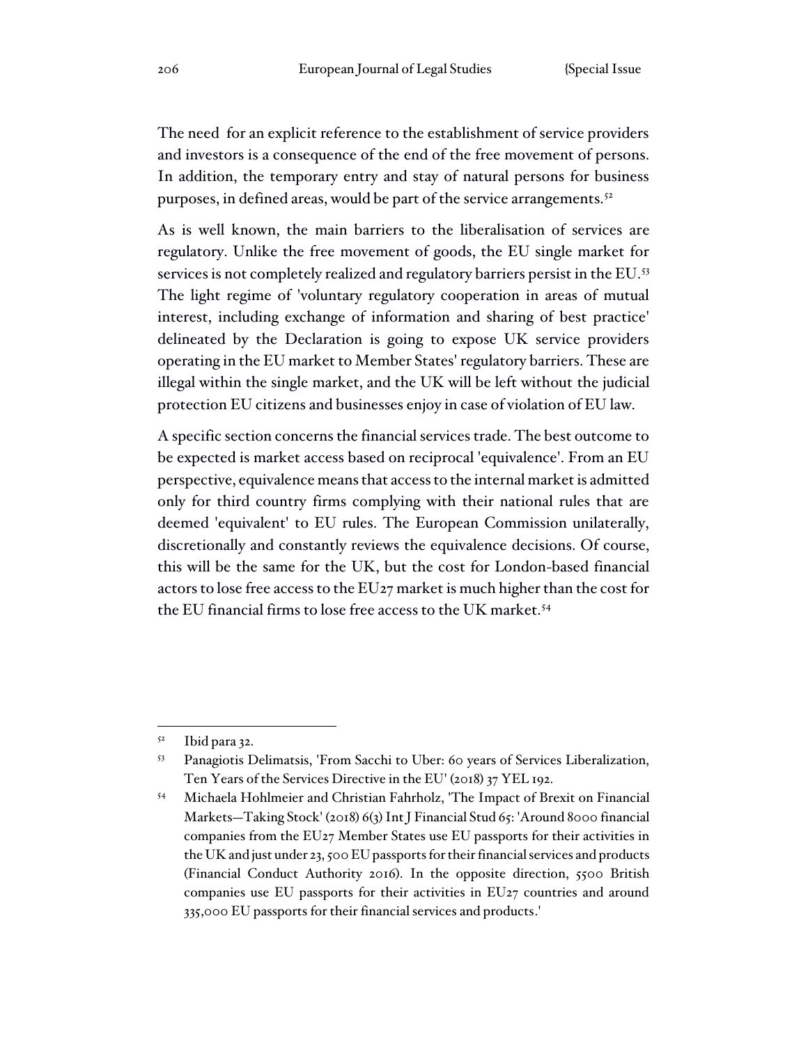The need for an explicit reference to the establishment of service providers and investors is a consequence of the end of the free movement of persons. In addition, the temporary entry and stay of natural persons for business purposes, in defined areas, would be part of the service arrangements.[52]

As is well known, the main barriers to the liberalisation of services are regulatory. Unlike the free movement of goods, the EU single market for services is not completely realized and regulatory barriers persist in the EU.[53] The light regime of 'voluntary regulatory cooperation in areas of mutual interest, including exchange of information and sharing of best practice' delineated by the Declaration is going to expose UK service providers operating in the EU market to Member States' regulatory barriers. These are illegal within the single market, and the UK will be left without the judicial protection EU citizens and businesses enjoy in case of violation of EU law.

A specific section concerns the financial services trade. The best outcome to be expected is market access based on reciprocal 'equivalence'. From an EU perspective, equivalence means that access to the internal market is admitted only for third country firms complying with their national rules that are deemed 'equivalent' to EU rules. The European Commission unilaterally, discretionally and constantly reviews the equivalence decisions. Of course, this will be the same for the UK, but the cost for London-based financial actors to lose free access to the EU27 market is much higher than the cost for the EU financial firms to lose free access to the UK market.[54]

---

[52] Ibid para 32.

[53] Panagiotis Delimatsis, 'From Sacchi to Uber: 60 years of Services Liberalization, Ten Years of the Services Directive in the EU' (2018) 37 YEL 192.

[54] Michaela Hohlmeier and Christian Fahrholz, 'The Impact of Brexit on Financial Markets—Taking Stock' (2018) 6(3) Int J Financial Stud 65: 'Around 8000 financial companies from the EU27 Member States use EU passports for their activities in the UK and just under 23, 500 EU passports for their financial services and products (Financial Conduct Authority 2016). In the opposite direction, 5500 British companies use EU passports for their activities in EU27 countries and around 335,000 EU passports for their financial services and products.'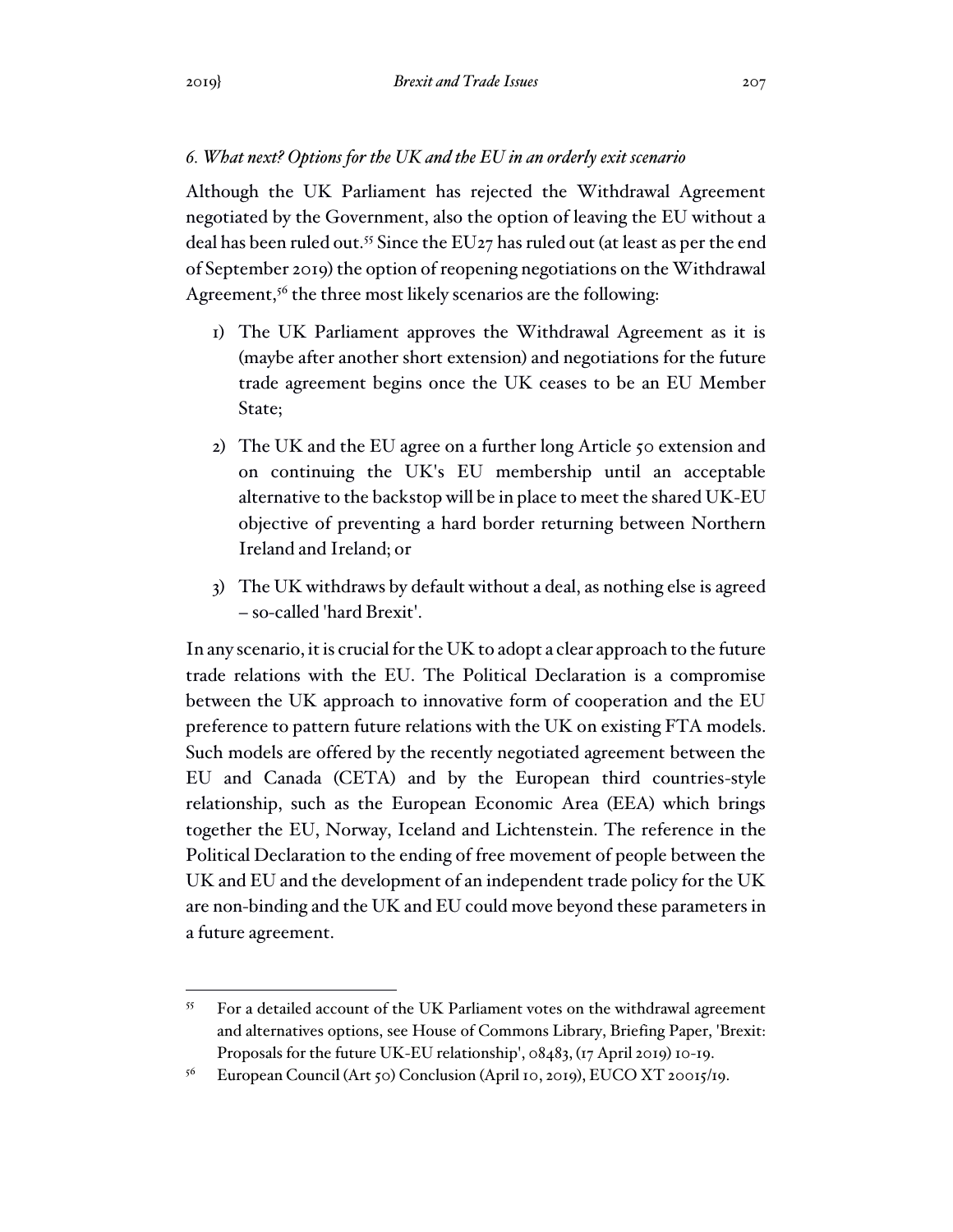### *6. What next? Options for the UK and the EU in an orderly exit scenario*

Although the UK Parliament has rejected the Withdrawal Agreement negotiated by the Government, also the option of leaving the EU without a deal has been ruled out.[55] Since the EU27 has ruled out (at least as per the end of September 2019) the option of reopening negotiations on the Withdrawal Agreement,[56] the three most likely scenarios are the following:

1) The UK Parliament approves the Withdrawal Agreement as it is (maybe after another short extension) and negotiations for the future trade agreement begins once the UK ceases to be an EU Member State;

2) The UK and the EU agree on a further long Article 50 extension and on continuing the UK's EU membership until an acceptable alternative to the backstop will be in place to meet the shared UK-EU objective of preventing a hard border returning between Northern Ireland and Ireland; or

3) The UK withdraws by default without a deal, as nothing else is agreed – so-called 'hard Brexit'.

In any scenario, it is crucial for the UK to adopt a clear approach to the future trade relations with the EU. The Political Declaration is a compromise between the UK approach to innovative form of cooperation and the EU preference to pattern future relations with the UK on existing FTA models. Such models are offered by the recently negotiated agreement between the EU and Canada (CETA) and by the European third countries-style relationship, such as the European Economic Area (EEA) which brings together the EU, Norway, Iceland and Lichtenstein. The reference in the Political Declaration to the ending of free movement of people between the UK and EU and the development of an independent trade policy for the UK are non-binding and the UK and EU could move beyond these parameters in a future agreement.

---

[55] For a detailed account of the UK Parliament votes on the withdrawal agreement and alternatives options, see House of Commons Library, Briefing Paper, 'Brexit: Proposals for the future UK-EU relationship', 08483, (17 April 2019) 10-19.

[56] European Council (Art 50) Conclusion (April 10, 2019), EUCO XT 20015/19.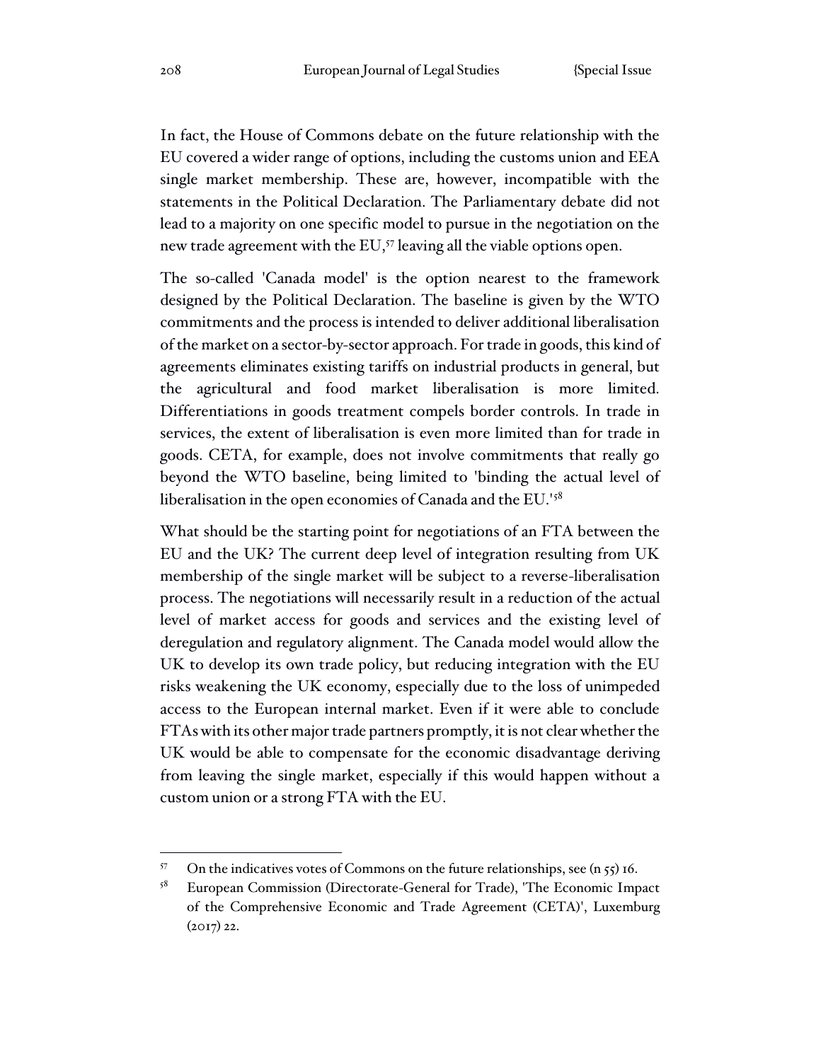In fact, the House of Commons debate on the future relationship with the EU covered a wider range of options, including the customs union and EEA single market membership. These are, however, incompatible with the statements in the Political Declaration. The Parliamentary debate did not lead to a majority on one specific model to pursue in the negotiation on the new trade agreement with the EU,[57] leaving all the viable options open.

The so-called 'Canada model' is the option nearest to the framework designed by the Political Declaration. The baseline is given by the WTO commitments and the process is intended to deliver additional liberalisation of the market on a sector-by-sector approach. For trade in goods, this kind of agreements eliminates existing tariffs on industrial products in general, but the agricultural and food market liberalisation is more limited. Differentiations in goods treatment compels border controls. In trade in services, the extent of liberalisation is even more limited than for trade in goods. CETA, for example, does not involve commitments that really go beyond the WTO baseline, being limited to 'binding the actual level of liberalisation in the open economies of Canada and the EU.'[58]

What should be the starting point for negotiations of an FTA between the EU and the UK? The current deep level of integration resulting from UK membership of the single market will be subject to a reverse-liberalisation process. The negotiations will necessarily result in a reduction of the actual level of market access for goods and services and the existing level of deregulation and regulatory alignment. The Canada model would allow the UK to develop its own trade policy, but reducing integration with the EU risks weakening the UK economy, especially due to the loss of unimpeded access to the European internal market. Even if it were able to conclude FTAs with its other major trade partners promptly, it is not clear whether the UK would be able to compensate for the economic disadvantage deriving from leaving the single market, especially if this would happen without a custom union or a strong FTA with the EU.

[57] On the indicatives votes of Commons on the future relationships, see (n 55) 16.

[58] European Commission (Directorate-General for Trade), 'The Economic Impact of the Comprehensive Economic and Trade Agreement (CETA)', Luxemburg (2017) 22.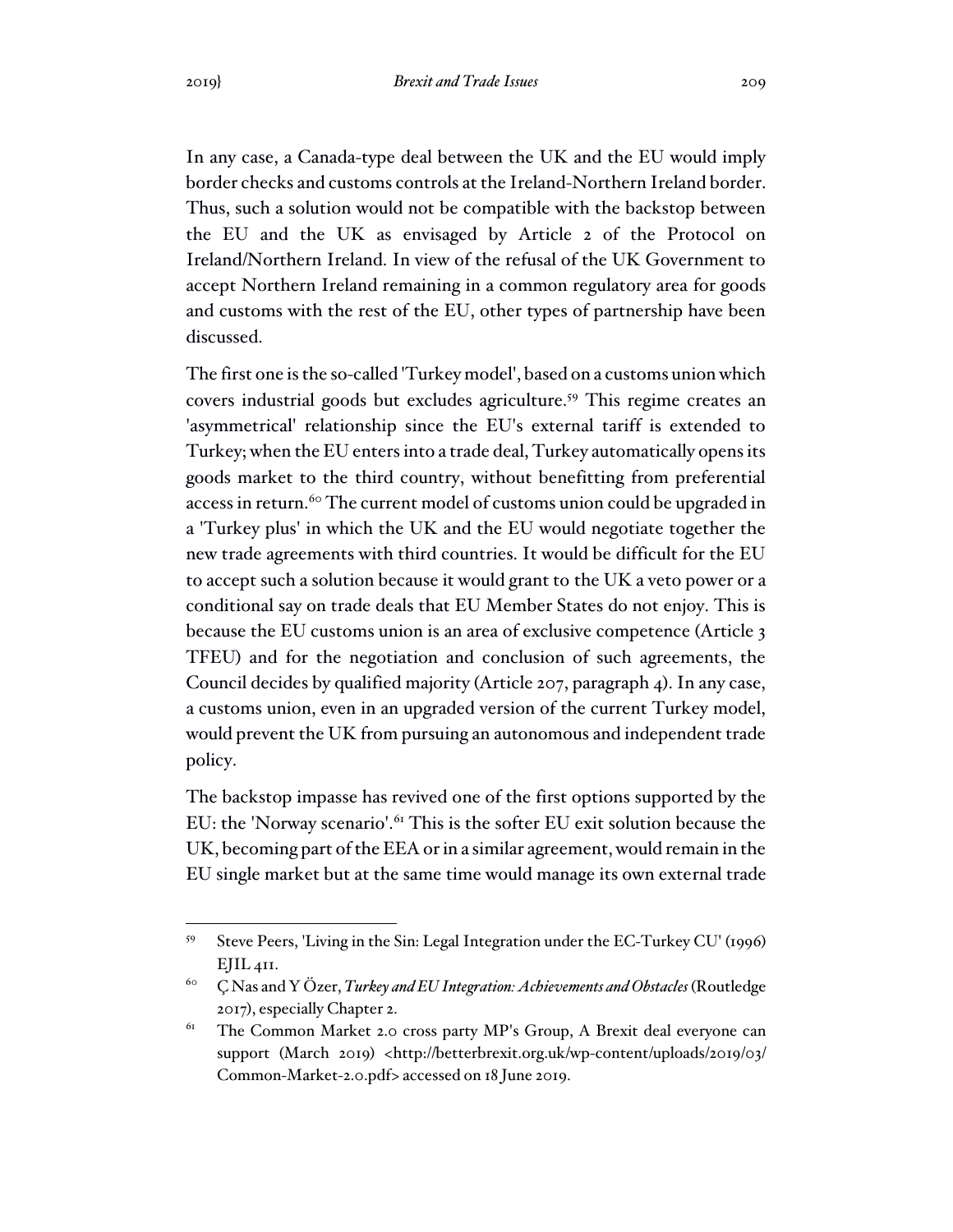In any case, a Canada-type deal between the UK and the EU would imply border checks and customs controls at the Ireland-Northern Ireland border. Thus, such a solution would not be compatible with the backstop between the EU and the UK as envisaged by Article 2 of the Protocol on Ireland/Northern Ireland. In view of the refusal of the UK Government to accept Northern Ireland remaining in a common regulatory area for goods and customs with the rest of the EU, other types of partnership have been discussed.

The first one is the so-called 'Turkey model', based on a customs union which covers industrial goods but excludes agriculture.[59] This regime creates an 'asymmetrical' relationship since the EU's external tariff is extended to Turkey; when the EU enters into a trade deal, Turkey automatically opens its goods market to the third country, without benefitting from preferential access in return.[60] The current model of customs union could be upgraded in a 'Turkey plus' in which the UK and the EU would negotiate together the new trade agreements with third countries. It would be difficult for the EU to accept such a solution because it would grant to the UK a veto power or a conditional say on trade deals that EU Member States do not enjoy. This is because the EU customs union is an area of exclusive competence (Article 3 TFEU) and for the negotiation and conclusion of such agreements, the Council decides by qualified majority (Article 207, paragraph 4). In any case, a customs union, even in an upgraded version of the current Turkey model, would prevent the UK from pursuing an autonomous and independent trade policy.

The backstop impasse has revived one of the first options supported by the EU: the 'Norway scenario'.[61] This is the softer EU exit solution because the UK, becoming part of the EEA or in a similar agreement, would remain in the EU single market but at the same time would manage its own external trade

---

[59] Steve Peers, 'Living in the Sin: Legal Integration under the EC-Turkey CU' (1996) EJIL 411.

[60] Ç Nas and Y Özer, *Turkey and EU Integration: Achievements and Obstacles* (Routledge 2017), especially Chapter 2.

[61] The Common Market 2.0 cross party MP's Group, A Brexit deal everyone can support (March 2019) <http://betterbrexit.org.uk/wp-content/uploads/2019/03/Common-Market-2.0.pdf> accessed on 18 June 2019.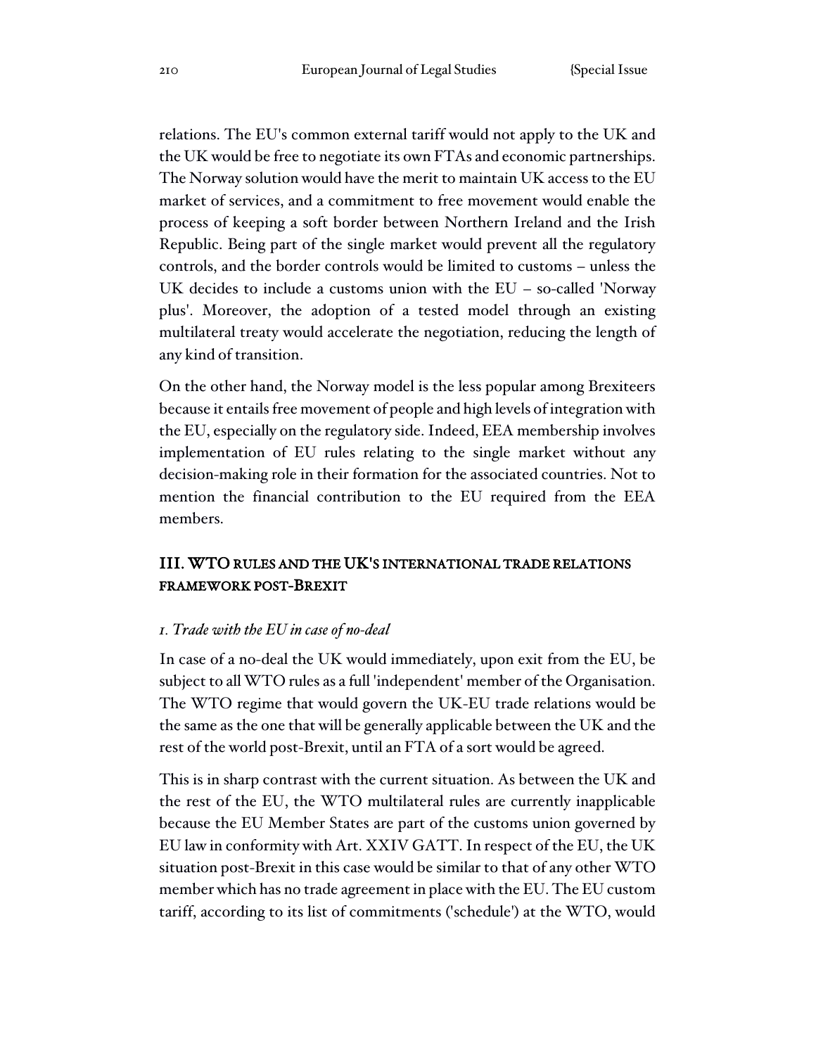relations. The EU's common external tariff would not apply to the UK and the UK would be free to negotiate its own FTAs and economic partnerships. The Norway solution would have the merit to maintain UK access to the EU market of services, and a commitment to free movement would enable the process of keeping a soft border between Northern Ireland and the Irish Republic. Being part of the single market would prevent all the regulatory controls, and the border controls would be limited to customs – unless the UK decides to include a customs union with the EU – so-called 'Norway plus'. Moreover, the adoption of a tested model through an existing multilateral treaty would accelerate the negotiation, reducing the length of any kind of transition.

On the other hand, the Norway model is the less popular among Brexiteers because it entails free movement of people and high levels of integration with the EU, especially on the regulatory side. Indeed, EEA membership involves implementation of EU rules relating to the single market without any decision-making role in their formation for the associated countries. Not to mention the financial contribution to the EU required from the EEA members.

## III. WTO RULES AND THE UK'S INTERNATIONAL TRADE RELATIONS FRAMEWORK POST-BREXIT

### *1. Trade with the EU in case of no-deal*

In case of a no-deal the UK would immediately, upon exit from the EU, be subject to all WTO rules as a full 'independent' member of the Organisation. The WTO regime that would govern the UK-EU trade relations would be the same as the one that will be generally applicable between the UK and the rest of the world post-Brexit, until an FTA of a sort would be agreed.

This is in sharp contrast with the current situation. As between the UK and the rest of the EU, the WTO multilateral rules are currently inapplicable because the EU Member States are part of the customs union governed by EU law in conformity with Art. XXIV GATT. In respect of the EU, the UK situation post-Brexit in this case would be similar to that of any other WTO member which has no trade agreement in place with the EU. The EU custom tariff, according to its list of commitments ('schedule') at the WTO, would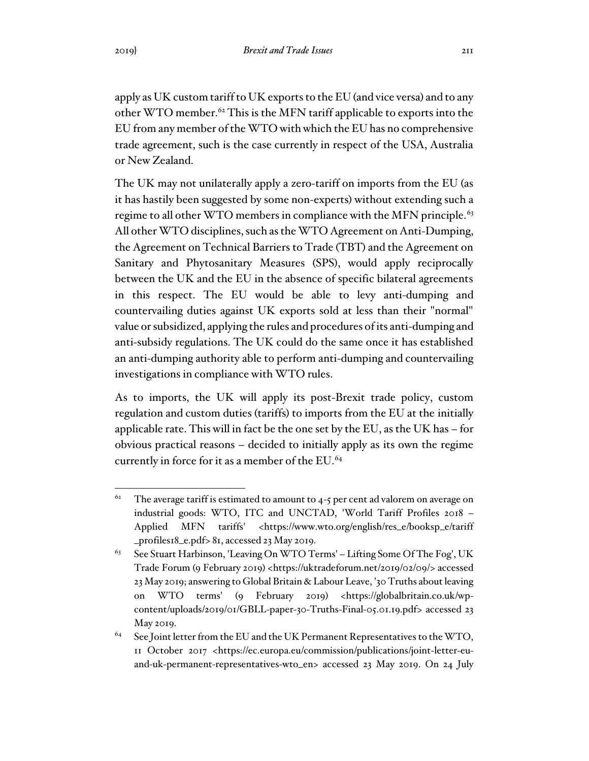apply as UK custom tariff to UK exports to the EU (and vice versa) and to any other WTO member.[62] This is the MFN tariff applicable to exports into the EU from any member of the WTO with which the EU has no comprehensive trade agreement, such is the case currently in respect of the USA, Australia or New Zealand.

The UK may not unilaterally apply a zero-tariff on imports from the EU (as it has hastily been suggested by some non-experts) without extending such a regime to all other WTO members in compliance with the MFN principle.[63] All other WTO disciplines, such as the WTO Agreement on Anti-Dumping, the Agreement on Technical Barriers to Trade (TBT) and the Agreement on Sanitary and Phytosanitary Measures (SPS), would apply reciprocally between the UK and the EU in the absence of specific bilateral agreements in this respect. The EU would be able to levy anti-dumping and countervailing duties against UK exports sold at less than their "normal" value or subsidized, applying the rules and procedures of its anti-dumping and anti-subsidy regulations. The UK could do the same once it has established an anti-dumping authority able to perform anti-dumping and countervailing investigations in compliance with WTO rules.

As to imports, the UK will apply its post-Brexit trade policy, custom regulation and custom duties (tariffs) to imports from the EU at the initially applicable rate. This will in fact be the one set by the EU, as the UK has – for obvious practical reasons – decided to initially apply as its own the regime currently in force for it as a member of the EU.[64]

---

[62] The average tariff is estimated to amount to 4-5 per cent ad valorem on average on industrial goods: WTO, ITC and UNCTAD, 'World Tariff Profiles 2018 – Applied MFN tariffs' <https://www.wto.org/english/res_e/booksp_e/tariff_profiles18_e.pdf> 81, accessed 23 May 2019.

[63] See Stuart Harbinson, 'Leaving On WTO Terms' – Lifting Some Of The Fog', UK Trade Forum (9 February 2019) <https://uktradeforum.net/2019/02/09/> accessed 23 May 2019; answering to Global Britain & Labour Leave, '30 Truths about leaving on WTO terms' (9 February 2019) <https://globalbritain.co.uk/wp-content/uploads/2019/01/GBLL-paper-30-Truths-Final-05.01.19.pdf> accessed 23 May 2019.

[64] See Joint letter from the EU and the UK Permanent Representatives to the WTO, 11 October 2017 <https://ec.europa.eu/commission/publications/joint-letter-eu-and-uk-permanent-representatives-wto_en> accessed 23 May 2019. On 24 July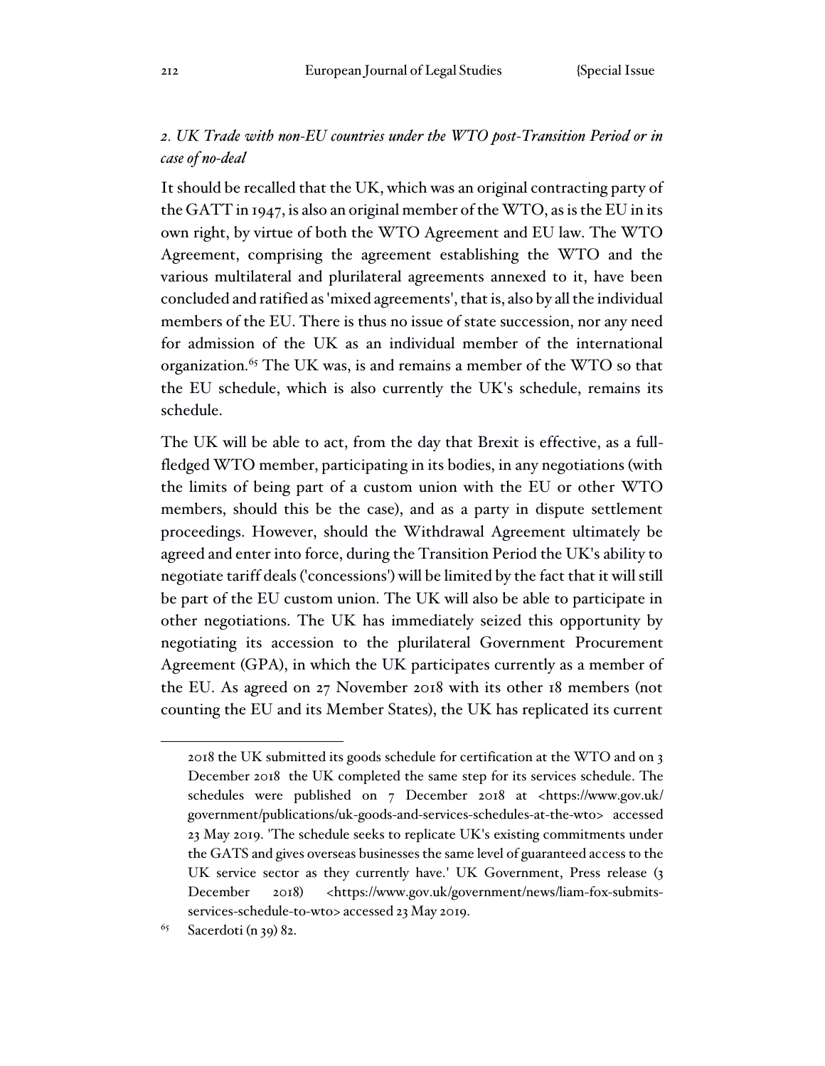### *2. UK Trade with non-EU countries under the WTO post-Transition Period or in case of no-deal*

It should be recalled that the UK, which was an original contracting party of the GATT in 1947, is also an original member of the WTO, as is the EU in its own right, by virtue of both the WTO Agreement and EU law. The WTO Agreement, comprising the agreement establishing the WTO and the various multilateral and plurilateral agreements annexed to it, have been concluded and ratified as 'mixed agreements', that is, also by all the individual members of the EU. There is thus no issue of state succession, nor any need for admission of the UK as an individual member of the international organization.[65] The UK was, is and remains a member of the WTO so that the EU schedule, which is also currently the UK's schedule, remains its schedule.

The UK will be able to act, from the day that Brexit is effective, as a full-fledged WTO member, participating in its bodies, in any negotiations (with the limits of being part of a custom union with the EU or other WTO members, should this be the case), and as a party in dispute settlement proceedings. However, should the Withdrawal Agreement ultimately be agreed and enter into force, during the Transition Period the UK's ability to negotiate tariff deals ('concessions') will be limited by the fact that it will still be part of the EU custom union. The UK will also be able to participate in other negotiations. The UK has immediately seized this opportunity by negotiating its accession to the plurilateral Government Procurement Agreement (GPA), in which the UK participates currently as a member of the EU. As agreed on 27 November 2018 with its other 18 members (not counting the EU and its Member States), the UK has replicated its current

---

2018 the UK submitted its goods schedule for certification at the WTO and on 3 December 2018 the UK completed the same step for its services schedule. The schedules were published on 7 December 2018 at <https://www.gov.uk/government/publications/uk-goods-and-services-schedules-at-the-wto> accessed 23 May 2019. 'The schedule seeks to replicate UK's existing commitments under the GATS and gives overseas businesses the same level of guaranteed access to the UK service sector as they currently have.' UK Government, Press release (3 December 2018) <https://www.gov.uk/government/news/liam-fox-submits-services-schedule-to-wto> accessed 23 May 2019.

[65] Sacerdoti (n 39) 82.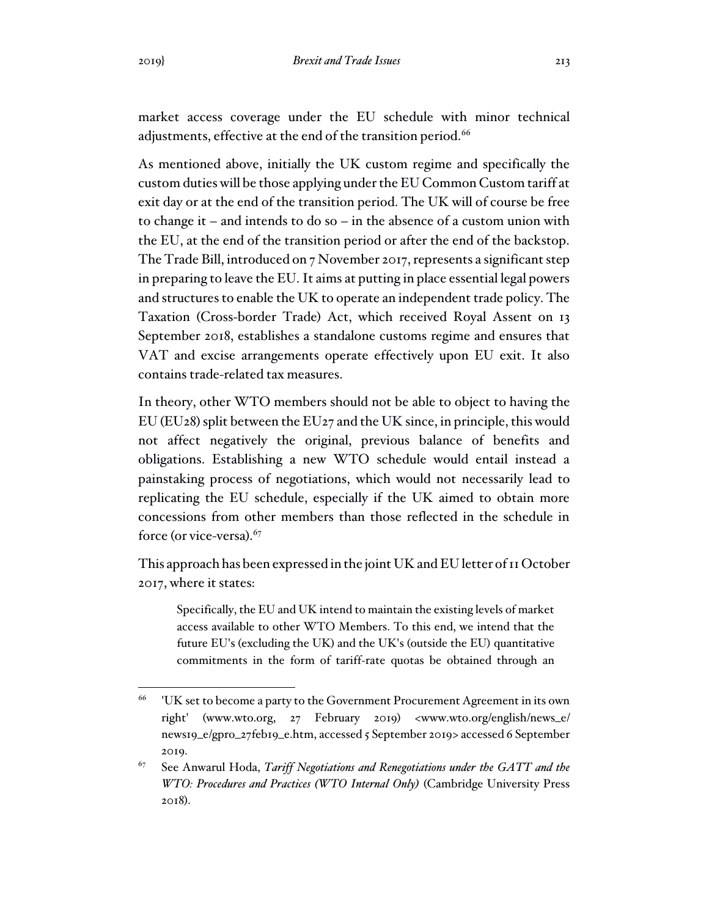market access coverage under the EU schedule with minor technical adjustments, effective at the end of the transition period.[66]

As mentioned above, initially the UK custom regime and specifically the custom duties will be those applying under the EU Common Custom tariff at exit day or at the end of the transition period. The UK will of course be free to change it – and intends to do so – in the absence of a custom union with the EU, at the end of the transition period or after the end of the backstop. The Trade Bill, introduced on 7 November 2017, represents a significant step in preparing to leave the EU. It aims at putting in place essential legal powers and structures to enable the UK to operate an independent trade policy. The Taxation (Cross-border Trade) Act, which received Royal Assent on 13 September 2018, establishes a standalone customs regime and ensures that VAT and excise arrangements operate effectively upon EU exit. It also contains trade-related tax measures.

In theory, other WTO members should not be able to object to having the EU (EU28) split between the EU27 and the UK since, in principle, this would not affect negatively the original, previous balance of benefits and obligations. Establishing a new WTO schedule would entail instead a painstaking process of negotiations, which would not necessarily lead to replicating the EU schedule, especially if the UK aimed to obtain more concessions from other members than those reflected in the schedule in force (or vice-versa).[67]

This approach has been expressed in the joint UK and EU letter of 11 October 2017, where it states:

> Specifically, the EU and UK intend to maintain the existing levels of market access available to other WTO Members. To this end, we intend that the future EU's (excluding the UK) and the UK's (outside the EU) quantitative commitments in the form of tariff-rate quotas be obtained through an

---

[66] 'UK set to become a party to the Government Procurement Agreement in its own right' (www.wto.org, 27 February 2019) <www.wto.org/english/news_e/news19_e/gpro_27feb19_e.htm, accessed 5 September 2019> accessed 6 September 2019.

[67] See Anwarul Hoda, *Tariff Negotiations and Renegotiations under the GATT and the WTO: Procedures and Practices (WTO Internal Only)* (Cambridge University Press 2018).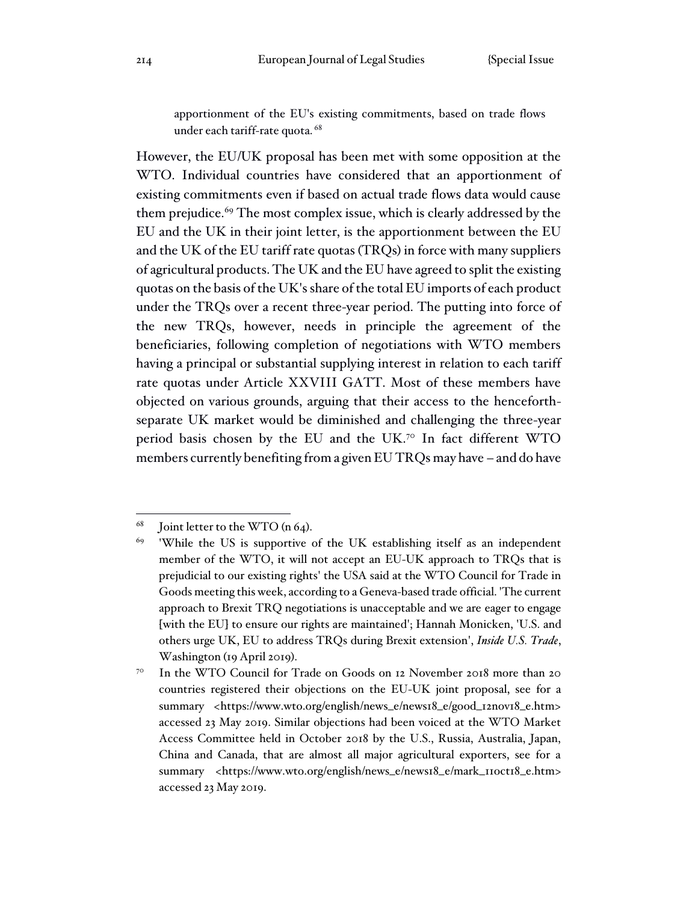> apportionment of the EU's existing commitments, based on trade flows under each tariff-rate quota. [68]

However, the EU/UK proposal has been met with some opposition at the WTO. Individual countries have considered that an apportionment of existing commitments even if based on actual trade flows data would cause them prejudice.[69] The most complex issue, which is clearly addressed by the EU and the UK in their joint letter, is the apportionment between the EU and the UK of the EU tariff rate quotas (TRQs) in force with many suppliers of agricultural products. The UK and the EU have agreed to split the existing quotas on the basis of the UK's share of the total EU imports of each product under the TRQs over a recent three-year period. The putting into force of the new TRQs, however, needs in principle the agreement of the beneficiaries, following completion of negotiations with WTO members having a principal or substantial supplying interest in relation to each tariff rate quotas under Article XXVIII GATT. Most of these members have objected on various grounds, arguing that their access to the henceforth-separate UK market would be diminished and challenging the three-year period basis chosen by the EU and the UK.[70] In fact different WTO members currently benefiting from a given EU TRQs may have – and do have

---

[68] Joint letter to the WTO (n 64).

[69] 'While the US is supportive of the UK establishing itself as an independent member of the WTO, it will not accept an EU-UK approach to TRQs that is prejudicial to our existing rights' the USA said at the WTO Council for Trade in Goods meeting this week, according to a Geneva-based trade official. 'The current approach to Brexit TRQ negotiations is unacceptable and we are eager to engage [with the EU] to ensure our rights are maintained'; Hannah Monicken, 'U.S. and others urge UK, EU to address TRQs during Brexit extension', *Inside U.S. Trade*, Washington (19 April 2019).

[70] In the WTO Council for Trade on Goods on 12 November 2018 more than 20 countries registered their objections on the EU-UK joint proposal, see for a summary <https://www.wto.org/english/news_e/news18_e/good_12nov18_e.htm> accessed 23 May 2019. Similar objections had been voiced at the WTO Market Access Committee held in October 2018 by the U.S., Russia, Australia, Japan, China and Canada, that are almost all major agricultural exporters, see for a summary <https://www.wto.org/english/news_e/news18_e/mark_11oct18_e.htm> accessed 23 May 2019.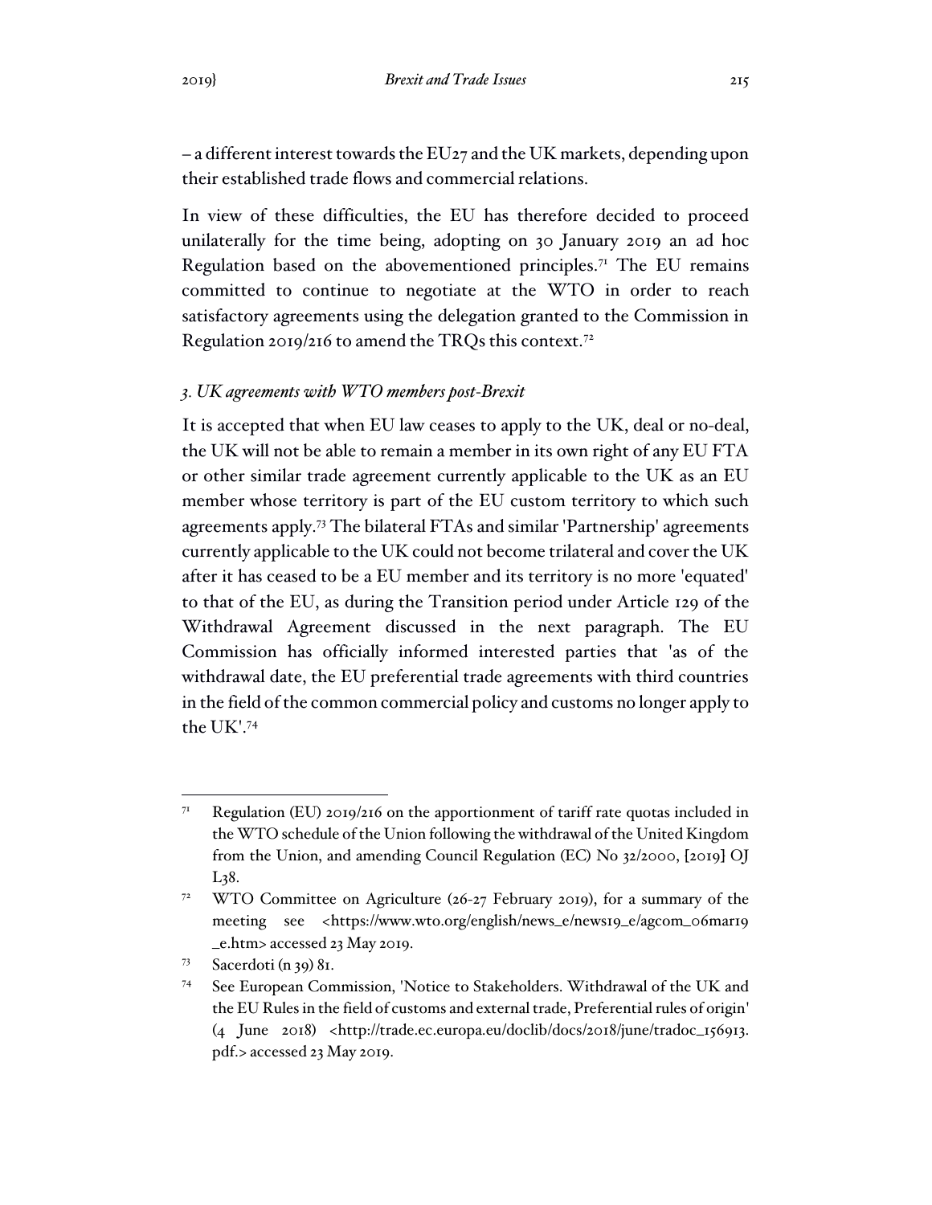– a different interest towards the EU27 and the UK markets, depending upon their established trade flows and commercial relations.

In view of these difficulties, the EU has therefore decided to proceed unilaterally for the time being, adopting on 30 January 2019 an ad hoc Regulation based on the abovementioned principles.[71] The EU remains committed to continue to negotiate at the WTO in order to reach satisfactory agreements using the delegation granted to the Commission in Regulation 2019/216 to amend the TRQs this context.[72]

### *3. UK agreements with WTO members post-Brexit*

It is accepted that when EU law ceases to apply to the UK, deal or no-deal, the UK will not be able to remain a member in its own right of any EU FTA or other similar trade agreement currently applicable to the UK as an EU member whose territory is part of the EU custom territory to which such agreements apply.[73] The bilateral FTAs and similar 'Partnership' agreements currently applicable to the UK could not become trilateral and cover the UK after it has ceased to be a EU member and its territory is no more 'equated' to that of the EU, as during the Transition period under Article 129 of the Withdrawal Agreement discussed in the next paragraph. The EU Commission has officially informed interested parties that 'as of the withdrawal date, the EU preferential trade agreements with third countries in the field of the common commercial policy and customs no longer apply to the UK'.[74]

---

[71] Regulation (EU) 2019/216 on the apportionment of tariff rate quotas included in the WTO schedule of the Union following the withdrawal of the United Kingdom from the Union, and amending Council Regulation (EC) No 32/2000, [2019] OJ L38.

[72] WTO Committee on Agriculture (26-27 February 2019), for a summary of the meeting see <https://www.wto.org/english/news_e/news19_e/agcom_06mar19_e.htm> accessed 23 May 2019.

[73] Sacerdoti (n 39) 81.

[74] See European Commission, 'Notice to Stakeholders. Withdrawal of the UK and the EU Rules in the field of customs and external trade, Preferential rules of origin' (4 June 2018) <http://trade.ec.europa.eu/doclib/docs/2018/june/tradoc_156913.pdf.> accessed 23 May 2019.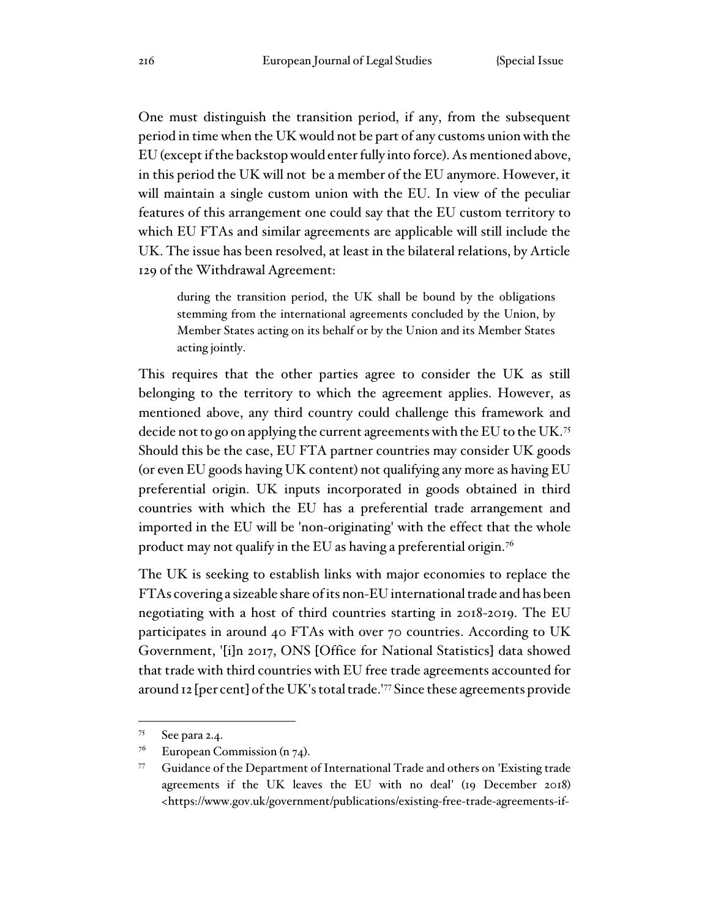One must distinguish the transition period, if any, from the subsequent period in time when the UK would not be part of any customs union with the EU (except if the backstop would enter fully into force). As mentioned above, in this period the UK will not be a member of the EU anymore. However, it will maintain a single custom union with the EU. In view of the peculiar features of this arrangement one could say that the EU custom territory to which EU FTAs and similar agreements are applicable will still include the UK. The issue has been resolved, at least in the bilateral relations, by Article 129 of the Withdrawal Agreement:

> during the transition period, the UK shall be bound by the obligations stemming from the international agreements concluded by the Union, by Member States acting on its behalf or by the Union and its Member States acting jointly.

This requires that the other parties agree to consider the UK as still belonging to the territory to which the agreement applies. However, as mentioned above, any third country could challenge this framework and decide not to go on applying the current agreements with the EU to the UK.[75] Should this be the case, EU FTA partner countries may consider UK goods (or even EU goods having UK content) not qualifying any more as having EU preferential origin. UK inputs incorporated in goods obtained in third countries with which the EU has a preferential trade arrangement and imported in the EU will be 'non-originating' with the effect that the whole product may not qualify in the EU as having a preferential origin.[76]

The UK is seeking to establish links with major economies to replace the FTAs covering a sizeable share of its non-EU international trade and has been negotiating with a host of third countries starting in 2018-2019. The EU participates in around 40 FTAs with over 70 countries. According to UK Government, '[i]n 2017, ONS [Office for National Statistics] data showed that trade with third countries with EU free trade agreements accounted for around 12 [per cent] of the UK's total trade.'[77] Since these agreements provide

---

[75] See para 2.4.

[76] European Commission (n 74).

[77] Guidance of the Department of International Trade and others on 'Existing trade agreements if the UK leaves the EU with no deal' (19 December 2018) <https://www.gov.uk/government/publications/existing-free-trade-agreements-if-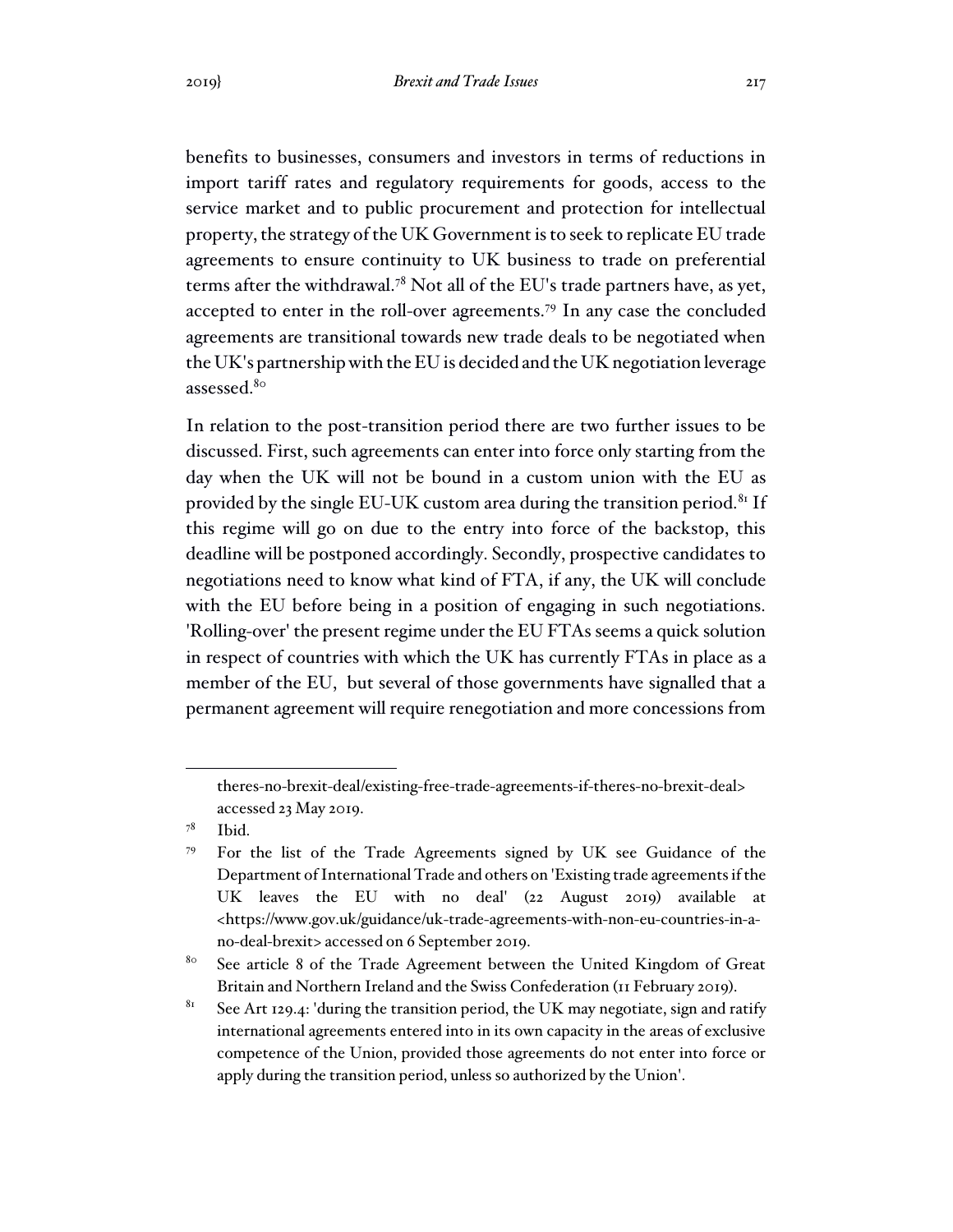benefits to businesses, consumers and investors in terms of reductions in import tariff rates and regulatory requirements for goods, access to the service market and to public procurement and protection for intellectual property, the strategy of the UK Government is to seek to replicate EU trade agreements to ensure continuity to UK business to trade on preferential terms after the withdrawal.[78] Not all of the EU's trade partners have, as yet, accepted to enter in the roll-over agreements.[79] In any case the concluded agreements are transitional towards new trade deals to be negotiated when the UK's partnership with the EU is decided and the UK negotiation leverage assessed.[80]

In relation to the post-transition period there are two further issues to be discussed. First, such agreements can enter into force only starting from the day when the UK will not be bound in a custom union with the EU as provided by the single EU-UK custom area during the transition period.[81] If this regime will go on due to the entry into force of the backstop, this deadline will be postponed accordingly. Secondly, prospective candidates to negotiations need to know what kind of FTA, if any, the UK will conclude with the EU before being in a position of engaging in such negotiations. 'Rolling-over' the present regime under the EU FTAs seems a quick solution in respect of countries with which the UK has currently FTAs in place as a member of the EU, but several of those governments have signalled that a permanent agreement will require renegotiation and more concessions from

---

theres-no-brexit-deal/existing-free-trade-agreements-if-theres-no-brexit-deal> accessed 23 May 2019.

[78] Ibid.

[79] For the list of the Trade Agreements signed by UK see Guidance of the Department of International Trade and others on 'Existing trade agreements if the UK leaves the EU with no deal' (22 August 2019) available at <https://www.gov.uk/guidance/uk-trade-agreements-with-non-eu-countries-in-a-no-deal-brexit> accessed on 6 September 2019.

[80] See article 8 of the Trade Agreement between the United Kingdom of Great Britain and Northern Ireland and the Swiss Confederation (11 February 2019).

[81] See Art 129.4: 'during the transition period, the UK may negotiate, sign and ratify international agreements entered into in its own capacity in the areas of exclusive competence of the Union, provided those agreements do not enter into force or apply during the transition period, unless so authorized by the Union'.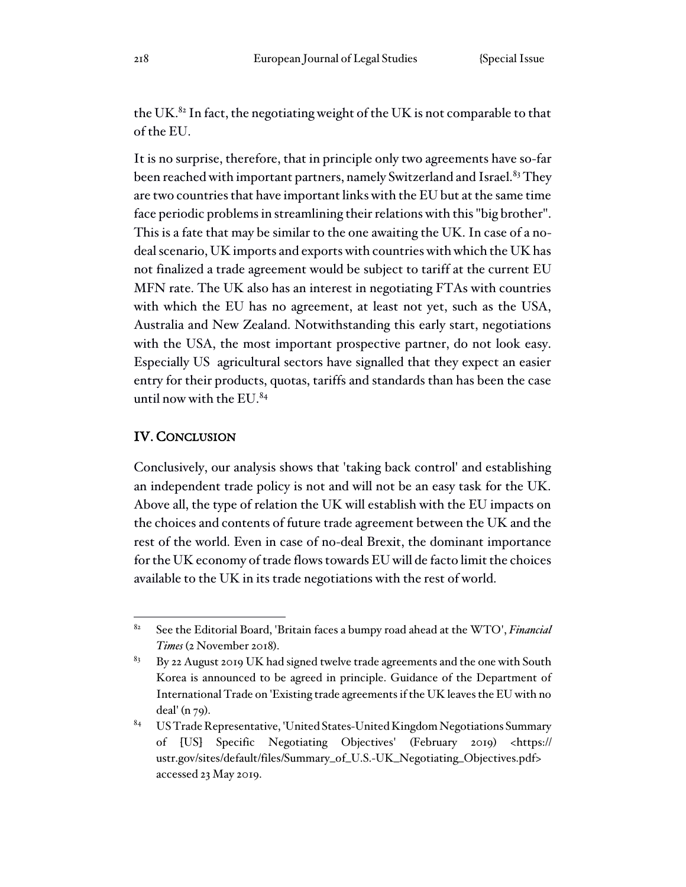the UK.[82] In fact, the negotiating weight of the UK is not comparable to that of the EU.

It is no surprise, therefore, that in principle only two agreements have so-far been reached with important partners, namely Switzerland and Israel.[83] They are two countries that have important links with the EU but at the same time face periodic problems in streamlining their relations with this "big brother". This is a fate that may be similar to the one awaiting the UK. In case of a no-deal scenario, UK imports and exports with countries with which the UK has not finalized a trade agreement would be subject to tariff at the current EU MFN rate. The UK also has an interest in negotiating FTAs with countries with which the EU has no agreement, at least not yet, such as the USA, Australia and New Zealand. Notwithstanding this early start, negotiations with the USA, the most important prospective partner, do not look easy. Especially US agricultural sectors have signalled that they expect an easier entry for their products, quotas, tariffs and standards than has been the case until now with the EU.[84]

## IV. Conclusion

Conclusively, our analysis shows that 'taking back control' and establishing an independent trade policy is not and will not be an easy task for the UK. Above all, the type of relation the UK will establish with the EU impacts on the choices and contents of future trade agreement between the UK and the rest of the world. Even in case of no-deal Brexit, the dominant importance for the UK economy of trade flows towards EU will de facto limit the choices available to the UK in its trade negotiations with the rest of world.

---

[82] See the Editorial Board, 'Britain faces a bumpy road ahead at the WTO', *Financial Times* (2 November 2018).

[83] By 22 August 2019 UK had signed twelve trade agreements and the one with South Korea is announced to be agreed in principle. Guidance of the Department of International Trade on 'Existing trade agreements if the UK leaves the EU with no deal' (n 79).

[84] US Trade Representative, 'United States-United Kingdom Negotiations Summary of [US] Specific Negotiating Objectives' (February 2019) <https://ustr.gov/sites/default/files/Summary_of_U.S.-UK_Negotiating_Objectives.pdf> accessed 23 May 2019.